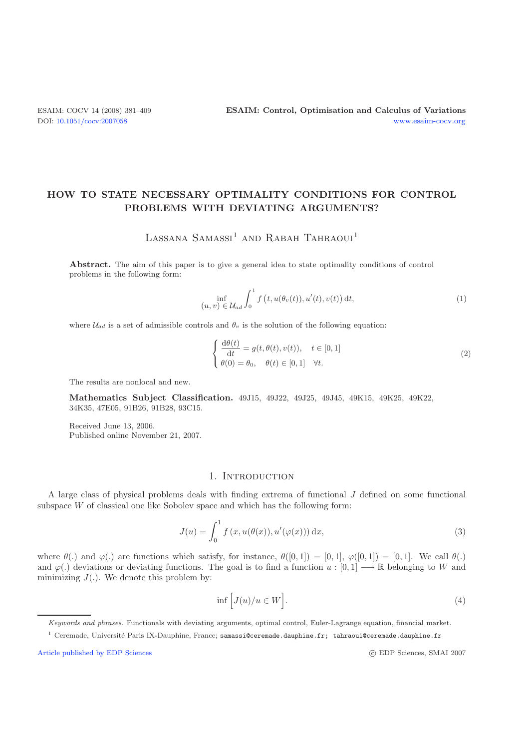# HOW TO STATE NECESSARY OPTIMALITY CONDITIONS FOR CONTROL PROBLEMS WITH DEVIATING ARGUMENTS?

Lassana Samassi[1] and Rabah Tahraoui[1]

**Abstract.** The aim of this paper is to give a general idea to state optimality conditions of control problems in the following form:

$$\inf_{(u,\, v)\, \in\, \mathcal{U}_{ad}} \int_0^1 f\left(t, u(\theta_v(t)), u'(t), v(t)\right) \mathrm{d}t, \tag{1}$$

where $\mathcal{U}_{ad}$ is a set of admissible controls and $\theta_v$ is the solution of the following equation:

$$\begin{cases} \dfrac{\mathrm{d}\theta(t)}{\mathrm{d}t} = g(t, \theta(t), v(t)), \quad t \in [0,1] \\ \theta(0) = \theta_0, \quad \theta(t) \in [0,1] \quad \forall t. \end{cases} \tag{2}$$

The results are nonlocal and new.

**Mathematics Subject Classification.** 49J15, 49J22, 49J25, 49J45, 49K15, 49K25, 49K22, 34K35, 47E05, 91B26, 91B28, 93C15.

Received June 13, 2006.
Published online November 21, 2007.

## 1. Introduction

A large class of physical problems deals with finding extrema of functional $J$ defined on some functional subspace $W$ of classical one like Sobolev space and which has the following form:

$$J(u) = \int_0^1 f\left(x, u(\theta(x)), u'(\varphi(x))\right) \mathrm{d}x, \tag{3}$$

where $\theta(.)$ and $\varphi(.)$ are functions which satisfy, for instance, $\theta([0,1]) = [0,1]$, $\varphi([0,1]) = [0,1]$. We call $\theta(.)$ and $\varphi(.)$ deviations or deviating functions. The goal is to find a function $u : [0,1] \longrightarrow \mathbb{R}$ belonging to $W$ and minimizing $J(.)$. We denote this problem by:

$$\inf \Big[ J(u) / u \in W \Big]. \tag{4}$$

*Keywords and phrases.* Functionals with deviating arguments, optimal control, Euler-Lagrange equation, financial market.

[1] Ceremade, Université Paris IX-Dauphine, France; samassi@ceremade.dauphine.fr; tahraoui@ceremade.dauphine.fr

Article published by EDP Sciences © EDP Sciences, SMAI 2007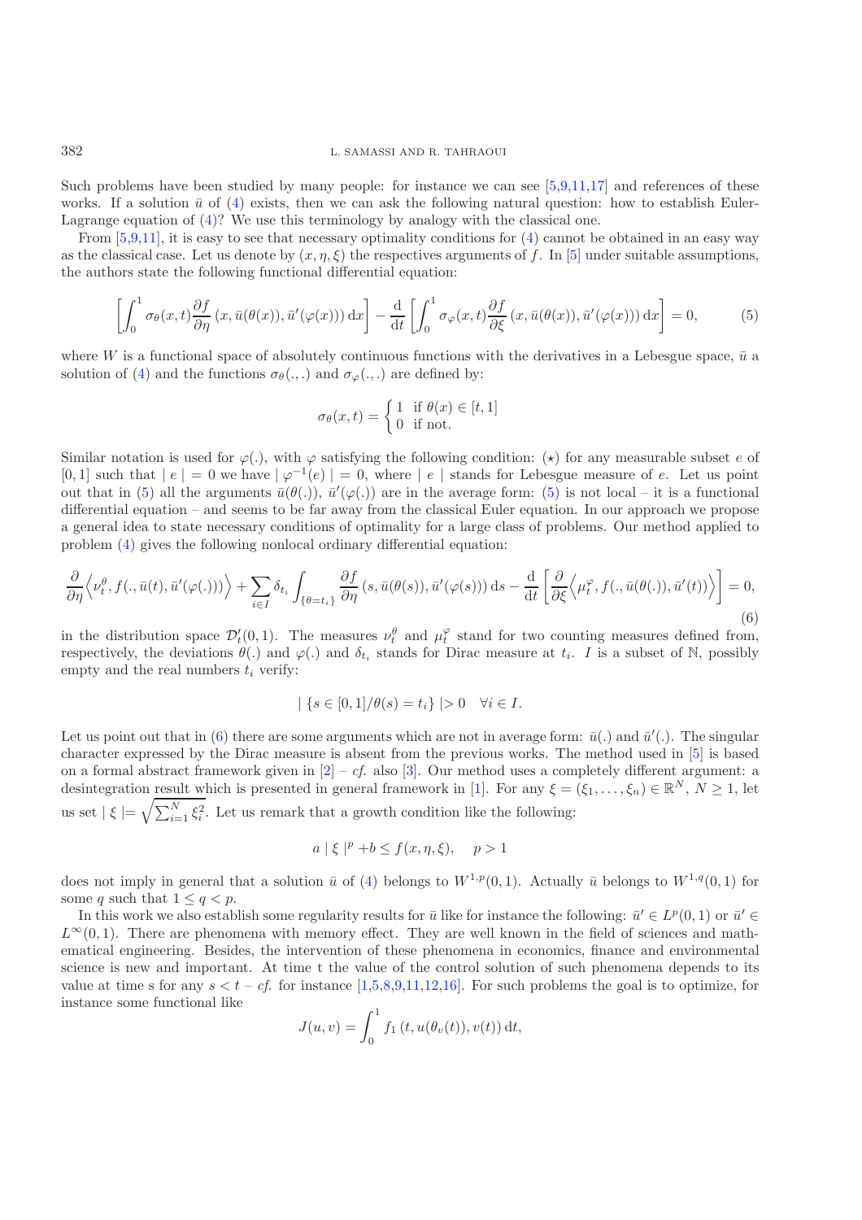Such problems have been studied by many people: for instance we can see [5,9,11,17] and references of these works. If a solution $\bar{u}$ of (4) exists, then we can ask the following natural question: how to establish Euler-Lagrange equation of (4)? We use this terminology by analogy with the classical one.

From [5,9,11], it is easy to see that necessary optimality conditions for (4) cannot be obtained in an easy way as the classical case. Let us denote by $(x, \eta, \xi)$ the respectives arguments of $f$. In [5] under suitable assumptions, the authors state the following functional differential equation:

$$\left[\int_0^1 \sigma_\theta(x,t)\frac{\partial f}{\partial \eta}\left(x, \bar{u}(\theta(x)), \bar{u}'(\varphi(x))\right)\mathrm{d}x\right] - \frac{\mathrm{d}}{\mathrm{d}t}\left[\int_0^1 \sigma_\varphi(x,t)\frac{\partial f}{\partial \xi}\left(x, \bar{u}(\theta(x)), \bar{u}'(\varphi(x))\right)\mathrm{d}x\right] = 0, \tag{5}$$

where $W$ is a functional space of absolutely continuous functions with the derivatives in a Lebesgue space, $\bar{u}$ a solution of (4) and the functions $\sigma_\theta(.,.)$ and $\sigma_\varphi(.,.)$ are defined by:

$$\sigma_\theta(x,t) = \begin{cases} 1 & \text{if } \theta(x) \in [t, 1] \\ 0 & \text{if not.} \end{cases}$$

Similar notation is used for $\varphi(.)$, with $\varphi$ satisfying the following condition: $(\star)$ for any measurable subset $e$ of $[0,1]$ such that $\mid e \mid = 0$ we have $\mid \varphi^{-1}(e) \mid = 0$, where $\mid e \mid$ stands for Lebesgue measure of $e$. Let us point out that in (5) all the arguments $\bar{u}(\theta(.))$, $\bar{u}'(\varphi(.))$ are in the average form: (5) is not local – it is a functional differential equation – and seems to be far away from the classical Euler equation. In our approach we propose a general idea to state necessary conditions of optimality for a large class of problems. Our method applied to problem (4) gives the following nonlocal ordinary differential equation:

$$\frac{\partial}{\partial \eta}\Big\langle \nu_t^\theta, f(., \bar{u}(t), \bar{u}'(\varphi(.)))\Big\rangle + \sum_{i\in I} \delta_{t_i} \int_{\{\theta = t_i\}} \frac{\partial f}{\partial \eta}\left(s, \bar{u}(\theta(s)), \bar{u}'(\varphi(s))\right)\mathrm{d}s - \frac{\mathrm{d}}{\mathrm{d}t}\left[\frac{\partial}{\partial \xi}\Big\langle \mu_t^\varphi, f(., \bar{u}(\theta(.)), \bar{u}'(t))\Big\rangle\right] = 0, \tag{6}$$

in the distribution space $\mathcal{D}_t'(0,1)$. The measures $\nu_t^\theta$ and $\mu_t^\varphi$ stand for two counting measures defined from, respectively, the deviations $\theta(.)$ and $\varphi(.)$ and $\delta_{t_i}$ stands for Dirac measure at $t_i$. $I$ is a subset of $\mathbb{N}$, possibly empty and the real numbers $t_i$ verify:

$$\mid \{s \in [0,1] / \theta(s) = t_i\} \mid > 0 \quad \forall i \in I.$$

Let us point out that in (6) there are some arguments which are not in average form: $\bar{u}(.)$ and $\bar{u}'(.)$. The singular character expressed by the Dirac measure is absent from the previous works. The method used in [5] is based on a formal abstract framework given in [2] – *cf.* also [3]. Our method uses a completely different argument: a desintegration result which is presented in general framework in [1]. For any $\xi = (\xi_1, \dots, \xi_n) \in \mathbb{R}^N$, $N \geq 1$, let us set $\mid \xi \mid = \sqrt{\sum_{i=1}^N \xi_i^2}$. Let us remark that a growth condition like the following:

$$a \mid \xi \mid^p + b \leq f(x, \eta, \xi), \quad p > 1$$

does not imply in general that a solution $\bar{u}$ of (4) belongs to $W^{1,p}(0,1)$. Actually $\bar{u}$ belongs to $W^{1,q}(0,1)$ for some $q$ such that $1 \leq q < p$.

In this work we also establish some regularity results for $\bar{u}$ like for instance the following: $\bar{u}' \in L^p(0,1)$ or $\bar{u}' \in L^\infty(0,1)$. There are phenomena with memory effect. They are well known in the field of sciences and mathematical engineering. Besides, the intervention of these phenomena in economics, finance and environmental science is new and important. At time t the value of the control solution of such phenomena depends to its value at time s for any $s < t$ – *cf.* for instance [1,5,8,9,11,12,16]. For such problems the goal is to optimize, for instance some functional like

$$J(u,v) = \int_0^1 f_1\left(t, u(\theta_v(t)), v(t)\right)\mathrm{d}t,$$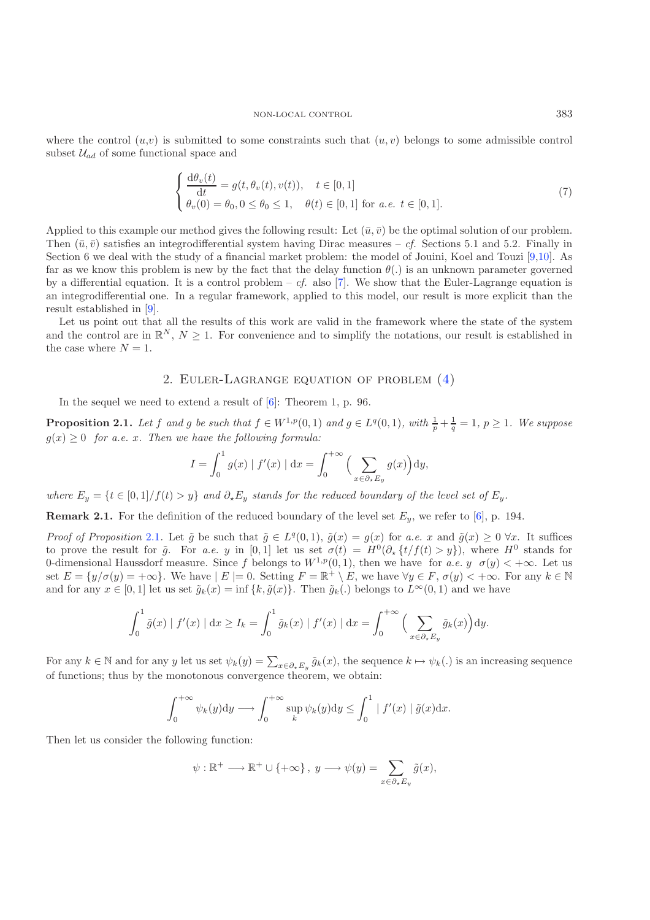where the control $(u,v)$ is submitted to some constraints such that $(u,v)$ belongs to some admissible control subset $\mathcal{U}_{ad}$ of some functional space and

$$
\begin{cases} \dfrac{\mathrm{d}\theta_v(t)}{\mathrm{d}t} = g(t, \theta_v(t), v(t)), \quad t \in [0,1] \\ \theta_v(0) = \theta_0, 0 \le \theta_0 \le 1, \quad \theta(t) \in [0,1] \text{ for } a.e.\ t \in [0,1]. \end{cases} \tag{7}
$$

Applied to this example our method gives the following result: Let $(\bar{u}, \bar{v})$ be the optimal solution of our problem. Then $(\bar{u}, \bar{v})$ satisfies an integrodifferential system having Dirac measures – *cf.* Sections 5.1 and 5.2. Finally in Section 6 we deal with the study of a financial market problem: the model of Jouini, Koel and Touzi [9,10]. As far as we know this problem is new by the fact that the delay function $\theta(.)$ is an unknown parameter governed by a differential equation. It is a control problem – *cf.* also [7]. We show that the Euler-Lagrange equation is an integrodifferential one. In a regular framework, applied to this model, our result is more explicit than the result established in [9].

Let us point out that all the results of this work are valid in the framework where the state of the system and the control are in $\mathbb{R}^N$, $N \ge 1$. For convenience and to simplify the notations, our result is established in the case where $N = 1$.

## 2. Euler-Lagrange equation of problem (4)

In the sequel we need to extend a result of [6]: Theorem 1, p. 96.

**Proposition 2.1.** *Let $f$ and $g$ be such that $f \in W^{1,p}(0,1)$ and $g \in L^q(0,1)$, with $\frac{1}{p} + \frac{1}{q} = 1$, $p \ge 1$. We suppose $g(x) \ge 0$ for a.e. $x$. Then we have the following formula:*

$$
I = \int_0^1 g(x) \mid f'(x) \mid \mathrm{d}x = \int_0^{+\infty} \Big( \sum_{x \in \partial_\star E_y} g(x) \Big) \mathrm{d}y,
$$

*where $E_y = \{t \in [0,1]/f(t) > y\}$ and $\partial_\star E_y$ stands for the reduced boundary of the level set of $E_y$.*

**Remark 2.1.** For the definition of the reduced boundary of the level set $E_y$, we refer to [6], p. 194.

*Proof of Proposition* 2.1. Let $\tilde{g}$ be such that $\tilde{g} \in L^q(0,1)$, $\tilde{g}(x) = g(x)$ for *a.e.* $x$ and $\tilde{g}(x) \ge 0$ $\forall x$. It suffices to prove the result for $\tilde{g}$. For *a.e.* $y$ in $[0,1]$ let us set $\sigma(t) = H^0(\partial_\star \{t/f(t) > y\})$, where $H^0$ stands for 0-dimensional Haussdorf measure. Since $f$ belongs to $W^{1,p}(0,1)$, then we have for *a.e.* $y$ $\sigma(y) < +\infty$. Let us set $E = \{y/\sigma(y) = +\infty\}$. We have $\mid E \mid = 0$. Setting $F = \mathbb{R}^+ \setminus E$, we have $\forall y \in F$, $\sigma(y) < +\infty$. For any $k \in \mathbb{N}$ and for any $x \in [0,1]$ let us set $\tilde{g}_k(x) = \inf\{k, \tilde{g}(x)\}$. Then $\tilde{g}_k(.)$ belongs to $L^\infty(0,1)$ and we have

$$
\int_0^1 \tilde{g}(x) \mid f'(x) \mid \mathrm{d}x \ge I_k = \int_0^1 \tilde{g}_k(x) \mid f'(x) \mid \mathrm{d}x = \int_0^{+\infty} \Big( \sum_{x \in \partial_\star E_y} \tilde{g}_k(x) \Big) \mathrm{d}y.
$$

For any $k \in \mathbb{N}$ and for any $y$ let us set $\psi_k(y) = \sum_{x \in \partial_\star E_y} \tilde{g}_k(x)$, the sequence $k \mapsto \psi_k(.)$ is an increasing sequence of functions; thus by the monotonous convergence theorem, we obtain:

$$
\int_0^{+\infty} \psi_k(y) \mathrm{d}y \longrightarrow \int_0^{+\infty} \sup_k \psi_k(y) \mathrm{d}y \le \int_0^1 \mid f'(x) \mid \tilde{g}(x) \mathrm{d}x.
$$

Then let us consider the following function:

$$
\psi : \mathbb{R}^+ \longrightarrow \mathbb{R}^+ \cup \{+\infty\}, \ y \longrightarrow \psi(y) = \sum_{x \in \partial_\star E_y} \tilde{g}(x),
$$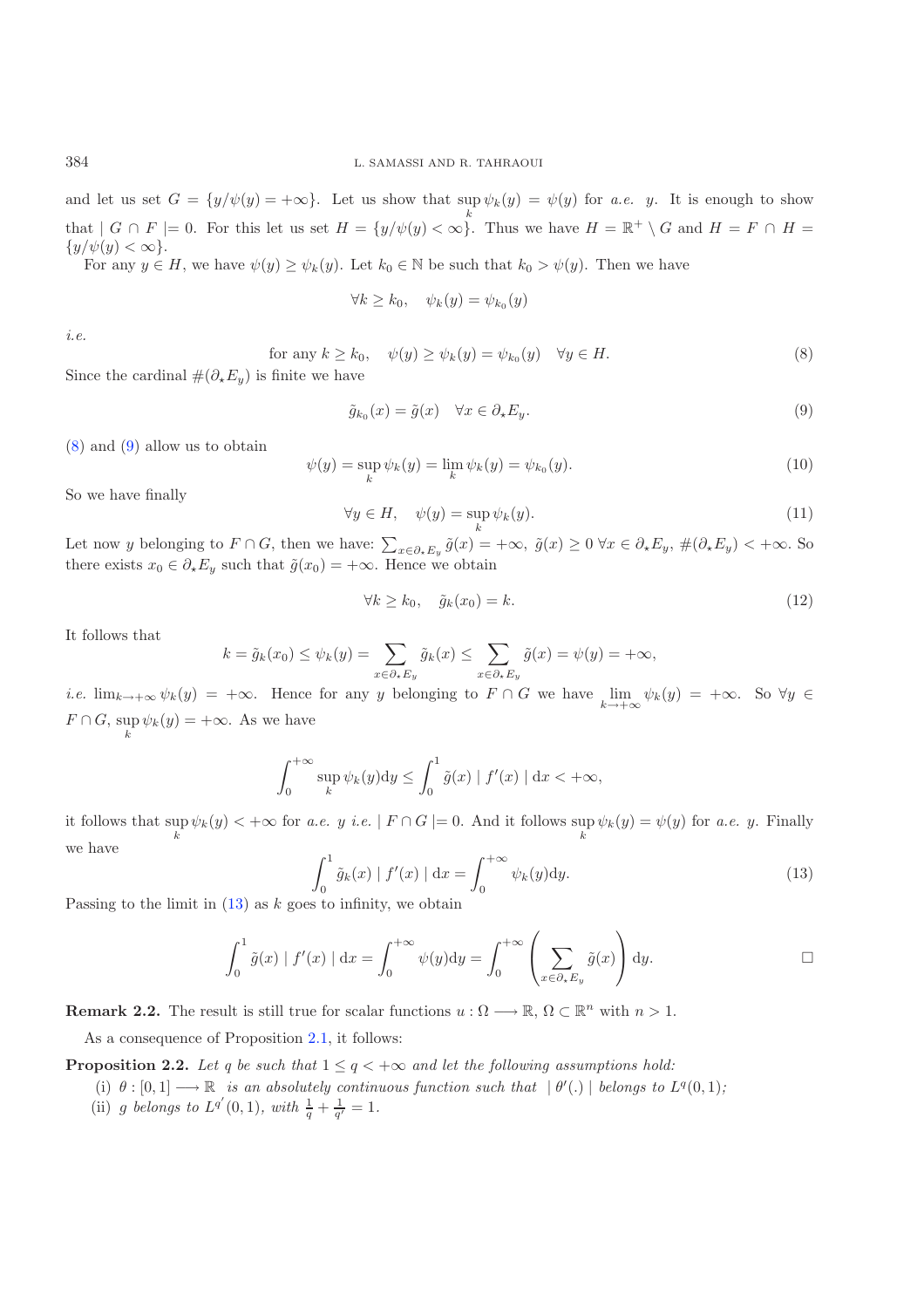and let us set $G = \{y/\psi(y) = +\infty\}$. Let us show that $\sup_k \psi_k(y) = \psi(y)$ for *a.e.* $y$. It is enough to show that $| G \cap F | = 0$. For this let us set $H = \{y/\psi(y) < \infty\}$. Thus we have $H = \mathbb{R}^+ \setminus G$ and $H = F \cap H = \{y/\psi(y) < \infty\}$.

For any $y \in H$, we have $\psi(y) \geq \psi_k(y)$. Let $k_0 \in \mathbb{N}$ be such that $k_0 > \psi(y)$. Then we have

$$\forall k \geq k_0, \quad \psi_k(y) = \psi_{k_0}(y)$$

*i.e.*

$$\text{for any } k \geq k_0, \quad \psi(y) \geq \psi_k(y) = \psi_{k_0}(y) \quad \forall y \in H. \tag{8}$$

Since the cardinal $\#(\partial_\star E_y)$ is finite we have

$$\tilde{g}_{k_0}(x) = \tilde{g}(x) \quad \forall x \in \partial_\star E_y. \tag{9}$$

(8) and (9) allow us to obtain

$$\psi(y) = \sup_k \psi_k(y) = \lim_k \psi_k(y) = \psi_{k_0}(y). \tag{10}$$

So we have finally

$$\forall y \in H, \quad \psi(y) = \sup_k \psi_k(y). \tag{11}$$

Let now $y$ belonging to $F \cap G$, then we have: $\sum_{x \in \partial_\star E_y} \tilde{g}(x) = +\infty$, $\tilde{g}(x) \geq 0$ $\forall x \in \partial_\star E_y$, $\#(\partial_\star E_y) < +\infty$. So there exists $x_0 \in \partial_\star E_y$ such that $\tilde{g}(x_0) = +\infty$. Hence we obtain

$$\forall k \geq k_0, \quad \tilde{g}_k(x_0) = k. \tag{12}$$

It follows that

$$k = \tilde{g}_k(x_0) \leq \psi_k(y) = \sum_{x \in \partial_\star E_y} \tilde{g}_k(x) \leq \sum_{x \in \partial_\star E_y} \tilde{g}(x) = \psi(y) = +\infty,$$

*i.e.* $\lim_{k \to +\infty} \psi_k(y) = +\infty$. Hence for any $y$ belonging to $F \cap G$ we have $\lim_{k \to +\infty} \psi_k(y) = +\infty$. So $\forall y \in F \cap G$, $\sup_k \psi_k(y) = +\infty$. As we have

$$\int_0^{+\infty} \sup_k \psi_k(y) \mathrm{d}y \leq \int_0^1 \tilde{g}(x) \mid f'(x) \mid \mathrm{d}x < +\infty,$$

it follows that $\sup_k \psi_k(y) < +\infty$ for *a.e.* $y$ *i.e.* $| F \cap G | = 0$. And it follows $\sup_k \psi_k(y) = \psi(y)$ for *a.e.* $y$. Finally we have

$$\int_0^1 \tilde{g}_k(x) \mid f'(x) \mid \mathrm{d}x = \int_0^{+\infty} \psi_k(y) \mathrm{d}y. \tag{13}$$

Passing to the limit in (13) as $k$ goes to infinity, we obtain

$$\int_0^1 \tilde{g}(x) \mid f'(x) \mid \mathrm{d}x = \int_0^{+\infty} \psi(y) \mathrm{d}y = \int_0^{+\infty} \left( \sum_{x \in \partial_\star E_y} \tilde{g}(x) \right) \mathrm{d}y. \qquad \square$$

**Remark 2.2.** The result is still true for scalar functions $u : \Omega \longrightarrow \mathbb{R}$, $\Omega \subset \mathbb{R}^n$ with $n > 1$.

As a consequence of Proposition 2.1, it follows:

**Proposition 2.2.** *Let $q$ be such that $1 \leq q < +\infty$ and let the following assumptions hold:*

(i) $\theta : [0, 1] \longrightarrow \mathbb{R}$ *is an absolutely continuous function such that* $| \theta'(.) |$ *belongs to* $L^q(0, 1)$*;*

(ii) $g$ *belongs to* $L^{q'}(0, 1)$*, with* $\frac{1}{q} + \frac{1}{q'} = 1$.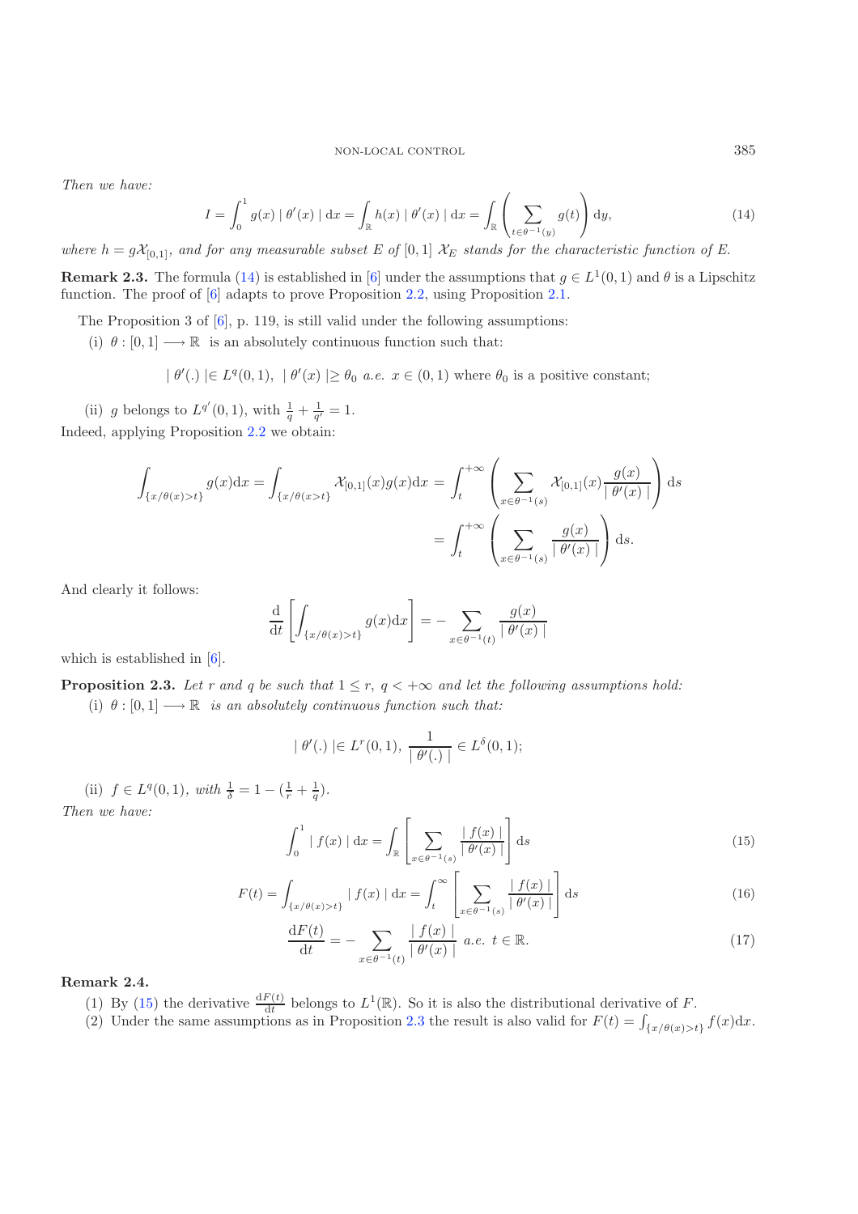*Then we have:*

$$I = \int_0^1 g(x) \mid \theta'(x) \mid \mathrm{d}x = \int_{\mathbb{R}} h(x) \mid \theta'(x) \mid \mathrm{d}x = \int_{\mathbb{R}} \left( \sum_{t \in \theta^{-1}(y)} g(t) \right) \mathrm{d}y, \tag{14}$$

*where $h = g\mathcal{X}_{[0,1]}$, and for any measurable subset $E$ of $[0,1]$ $\mathcal{X}_E$ stands for the characteristic function of $E$.*

**Remark 2.3.** The formula (14) is established in [6] under the assumptions that $g \in L^1(0,1)$ and $\theta$ is a Lipschitz function. The proof of [6] adapts to prove Proposition 2.2, using Proposition 2.1.

The Proposition 3 of [6], p. 119, is still valid under the following assumptions:

(i) $\theta : [0,1] \longrightarrow \mathbb{R}$ is an absolutely continuous function such that:

$$\mid \theta'(.) \mid \in L^q(0,1), \ \mid \theta'(x) \mid \geq \theta_0 \ a.e. \ x \in (0,1) \text{ where } \theta_0 \text{ is a positive constant;}$$

(ii) $g$ belongs to $L^{q'}(0,1)$, with $\frac{1}{q} + \frac{1}{q'} = 1$.

Indeed, applying Proposition 2.2 we obtain:

$$\int_{\{x/\theta(x)>t\}} g(x)\mathrm{d}x = \int_{\{x/\theta(x>t\}} \mathcal{X}_{[0,1]}(x)g(x)\mathrm{d}x = \int_t^{+\infty} \left( \sum_{x \in \theta^{-1}(s)} \mathcal{X}_{[0,1]}(x) \frac{g(x)}{\mid \theta'(x) \mid} \right) \mathrm{d}s$$
$$= \int_t^{+\infty} \left( \sum_{x \in \theta^{-1}(s)} \frac{g(x)}{\mid \theta'(x) \mid} \right) \mathrm{d}s.$$

And clearly it follows:

$$\frac{\mathrm{d}}{\mathrm{d}t} \left[ \int_{\{x/\theta(x)>t\}} g(x)\mathrm{d}x \right] = - \sum_{x \in \theta^{-1}(t)} \frac{g(x)}{\mid \theta'(x) \mid}$$

which is established in [6].

**Proposition 2.3.** *Let $r$ and $q$ be such that $1 \leq r, \ q < +\infty$ and let the following assumptions hold:*

(i) $\theta : [0,1] \longrightarrow \mathbb{R}$ *is an absolutely continuous function such that:*

$$\mid \theta'(.) \mid \in L^r(0,1), \ \frac{1}{\mid \theta'(.) \mid} \in L^\delta(0,1);$$

(ii) $f \in L^q(0,1)$, *with* $\frac{1}{\delta} = 1 - (\frac{1}{r} + \frac{1}{q})$.

*Then we have:*

$$\int_0^1 \mid f(x) \mid \mathrm{d}x = \int_{\mathbb{R}} \left[ \sum_{x \in \theta^{-1}(s)} \frac{\mid f(x) \mid}{\mid \theta'(x) \mid} \right] \mathrm{d}s \tag{15}$$

$$F(t) = \int_{\{x/\theta(x)>t\}} \mid f(x) \mid \mathrm{d}x = \int_t^\infty \left[ \sum_{x \in \theta^{-1}(s)} \frac{\mid f(x) \mid}{\mid \theta'(x) \mid} \right] \mathrm{d}s \tag{16}$$

$$\frac{\mathrm{d}F(t)}{\mathrm{d}t} = - \sum_{x \in \theta^{-1}(t)} \frac{\mid f(x) \mid}{\mid \theta'(x) \mid} \ a.e. \ t \in \mathbb{R}. \tag{17}$$

**Remark 2.4.**

(1) By (15) the derivative $\frac{\mathrm{d}F(t)}{\mathrm{d}t}$ belongs to $L^1(\mathbb{R})$. So it is also the distributional derivative of $F$.

(2) Under the same assumptions as in Proposition 2.3 the result is also valid for $F(t) = \int_{\{x/\theta(x)>t\}} f(x)\mathrm{d}x$.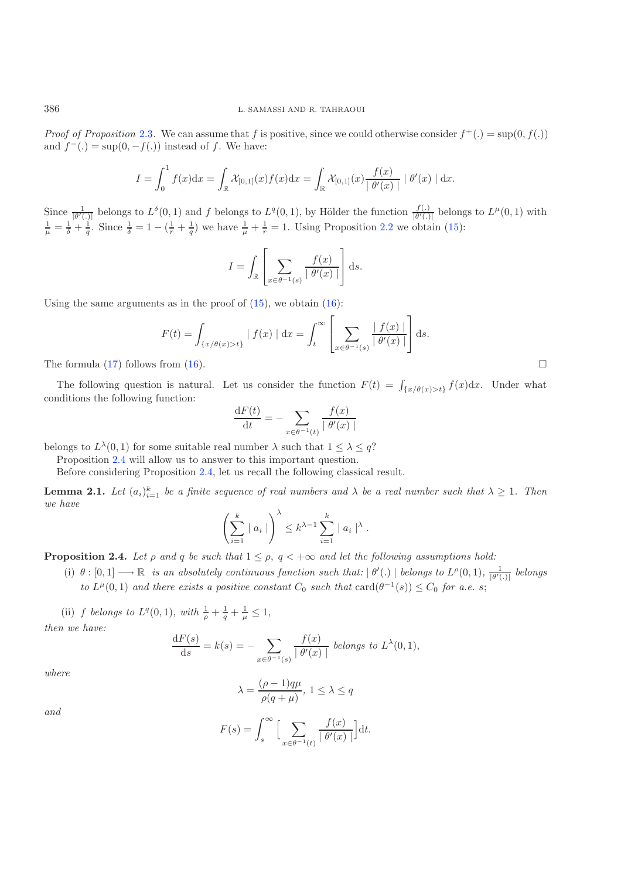*Proof of Proposition* 2.3. We can assume that $f$ is positive, since we could otherwise consider $f^+(.) = \sup(0, f(.))$ and $f^-(.) = \sup(0, -f(.))$ instead of $f$. We have:

$$I = \int_0^1 f(x)\mathrm{d}x = \int_{\mathbb{R}} \mathcal{X}_{[0,1]}(x) f(x)\mathrm{d}x = \int_{\mathbb{R}} \mathcal{X}_{[0,1]}(x) \frac{f(x)}{\mid \theta'(x) \mid} \mid \theta'(x) \mid \mathrm{d}x.$$

Since $\frac{1}{|\theta'(.)|}$ belongs to $L^\delta(0,1)$ and $f$ belongs to $L^q(0,1)$, by Hölder the function $\frac{f(.)}{|\theta'(.)|}$ belongs to $L^\mu(0,1)$ with $\frac{1}{\mu} = \frac{1}{\delta} + \frac{1}{q}$. Since $\frac{1}{\delta} = 1 - (\frac{1}{r} + \frac{1}{q})$ we have $\frac{1}{\mu} + \frac{1}{r} = 1$. Using Proposition 2.2 we obtain (15):

$$I = \int_{\mathbb{R}} \left[ \sum_{x \in \theta^{-1}(s)} \frac{f(x)}{\mid \theta'(x) \mid} \right] \mathrm{d}s.$$

Using the same arguments as in the proof of (15), we obtain (16):

$$F(t) = \int_{\{x/\theta(x) > t\}} \mid f(x) \mid \mathrm{d}x = \int_t^\infty \left[ \sum_{x \in \theta^{-1}(s)} \frac{\mid f(x) \mid}{\mid \theta'(x) \mid} \right] \mathrm{d}s.$$

The formula (17) follows from (16). $\square$

The following question is natural. Let us consider the function $F(t) = \int_{\{x/\theta(x)>t\}} f(x)\mathrm{d}x$. Under what conditions the following function:

$$\frac{\mathrm{d}F(t)}{\mathrm{d}t} = - \sum_{x \in \theta^{-1}(t)} \frac{f(x)}{\mid \theta'(x) \mid}$$

belongs to $L^\lambda(0,1)$ for some suitable real number $\lambda$ such that $1 \le \lambda \le q$?

Proposition 2.4 will allow us to answer to this important question.

Before considering Proposition 2.4, let us recall the following classical result.

**Lemma 2.1.** *Let $(a_i)_{i=1}^k$ be a finite sequence of real numbers and $\lambda$ be a real number such that $\lambda \ge 1$. Then we have*

$$\left( \sum_{i=1}^k \mid a_i \mid \right)^\lambda \le k^{\lambda - 1} \sum_{i=1}^k \mid a_i \mid^\lambda .$$

**Proposition 2.4.** *Let $\rho$ and $q$ be such that $1 \le \rho,\ q < +\infty$ and let the following assumptions hold:*

(i) *$\theta : [0,1] \longrightarrow \mathbb{R}$ is an absolutely continuous function such that: $\mid \theta'(.) \mid$ belongs to $L^\rho(0,1)$, $\frac{1}{|\theta'(.)|}$ belongs to $L^\mu(0,1)$ and there exists a positive constant $C_0$ such that $\mathrm{card}(\theta^{-1}(s)) \le C_0$ for a.e. $s$;*

(ii) *$f$ belongs to $L^q(0,1)$, with $\frac{1}{\rho} + \frac{1}{q} + \frac{1}{\mu} \le 1$,*

*then we have:*

$$\frac{\mathrm{d}F(s)}{\mathrm{d}s} = k(s) = - \sum_{x \in \theta^{-1}(s)} \frac{f(x)}{\mid \theta'(x) \mid} \textit{ belongs to } L^\lambda(0,1),$$

*where*

$$\lambda = \frac{(\rho - 1) q \mu}{\rho (q + \mu)},\ 1 \le \lambda \le q$$

*and*

$$F(s) = \int_s^\infty \Big[ \sum_{x \in \theta^{-1}(t)} \frac{f(x)}{\mid \theta'(x) \mid} \Big] \mathrm{d}t.$$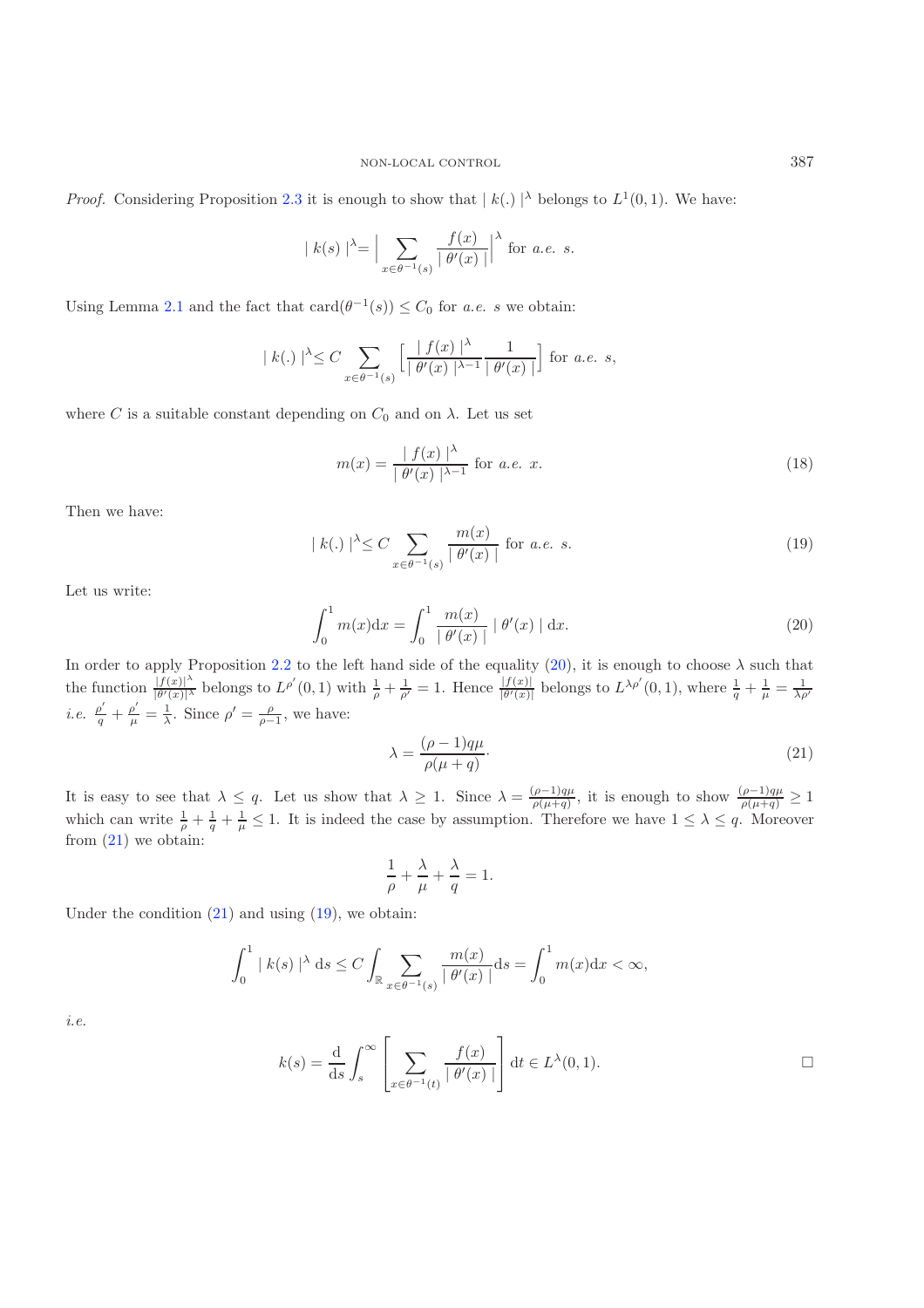*Proof.* Considering Proposition 2.3 it is enough to show that $\mid k(.) \mid^\lambda$ belongs to $L^1(0,1)$. We have:

$$\mid k(s) \mid^\lambda = \Big| \sum_{x \in \theta^{-1}(s)} \frac{f(x)}{\mid \theta'(x) \mid} \Big|^\lambda \text{ for } a.e. \ s.$$

Using Lemma 2.1 and the fact that $\mathrm{card}(\theta^{-1}(s)) \leq C_0$ for *a.e.* $s$ we obtain:

$$\mid k(.) \mid^\lambda \leq C \sum_{x \in \theta^{-1}(s)} \Big[ \frac{\mid f(x) \mid^\lambda}{\mid \theta'(x) \mid^{\lambda - 1}} \frac{1}{\mid \theta'(x) \mid} \Big] \text{ for } a.e. \ s,$$

where $C$ is a suitable constant depending on $C_0$ and on $\lambda$. Let us set

$$m(x) = \frac{\mid f(x) \mid^\lambda}{\mid \theta'(x) \mid^{\lambda - 1}} \text{ for } a.e. \ x. \tag{18}$$

Then we have:

$$\mid k(.) \mid^\lambda \leq C \sum_{x \in \theta^{-1}(s)} \frac{m(x)}{\mid \theta'(x) \mid} \text{ for } a.e. \ s. \tag{19}$$

Let us write:

$$\int_0^1 m(x) \mathrm{d}x = \int_0^1 \frac{m(x)}{\mid \theta'(x) \mid} \mid \theta'(x) \mid \mathrm{d}x. \tag{20}$$

In order to apply Proposition 2.2 to the left hand side of the equality (20), it is enough to choose $\lambda$ such that the function $\frac{|f(x)|^\lambda}{|\theta'(x)|^\lambda}$ belongs to $L^{\rho'}(0,1)$ with $\frac{1}{\rho} + \frac{1}{\rho'} = 1$. Hence $\frac{|f(x)|}{|\theta'(x)|}$ belongs to $L^{\lambda \rho'}(0,1)$, where $\frac{1}{q} + \frac{1}{\mu} = \frac{1}{\lambda \rho'}$ *i.e.* $\frac{\rho'}{q} + \frac{\rho'}{\mu} = \frac{1}{\lambda}$. Since $\rho' = \frac{\rho}{\rho - 1}$, we have:

$$\lambda = \frac{(\rho - 1) q \mu}{\rho(\mu + q)}. \tag{21}$$

It is easy to see that $\lambda \leq q$. Let us show that $\lambda \geq 1$. Since $\lambda = \frac{(\rho-1)q\mu}{\rho(\mu+q)}$, it is enough to show $\frac{(\rho-1)q\mu}{\rho(\mu+q)} \geq 1$ which can write $\frac{1}{\rho} + \frac{1}{q} + \frac{1}{\mu} \leq 1$. It is indeed the case by assumption. Therefore we have $1 \leq \lambda \leq q$. Moreover from (21) we obtain:

$$\frac{1}{\rho} + \frac{\lambda}{\mu} + \frac{\lambda}{q} = 1.$$

Under the condition (21) and using (19), we obtain:

$$\int_0^1 \mid k(s) \mid^\lambda \mathrm{d}s \leq C \int_{\mathbb{R}} \sum_{x \in \theta^{-1}(s)} \frac{m(x)}{\mid \theta'(x) \mid} \mathrm{d}s = \int_0^1 m(x) \mathrm{d}x < \infty,$$

*i.e.*

$$k(s) = \frac{\mathrm{d}}{\mathrm{d}s} \int_s^\infty \left[ \sum_{x \in \theta^{-1}(t)} \frac{f(x)}{\mid \theta'(x) \mid} \right] \mathrm{d}t \in L^\lambda(0,1).$$

□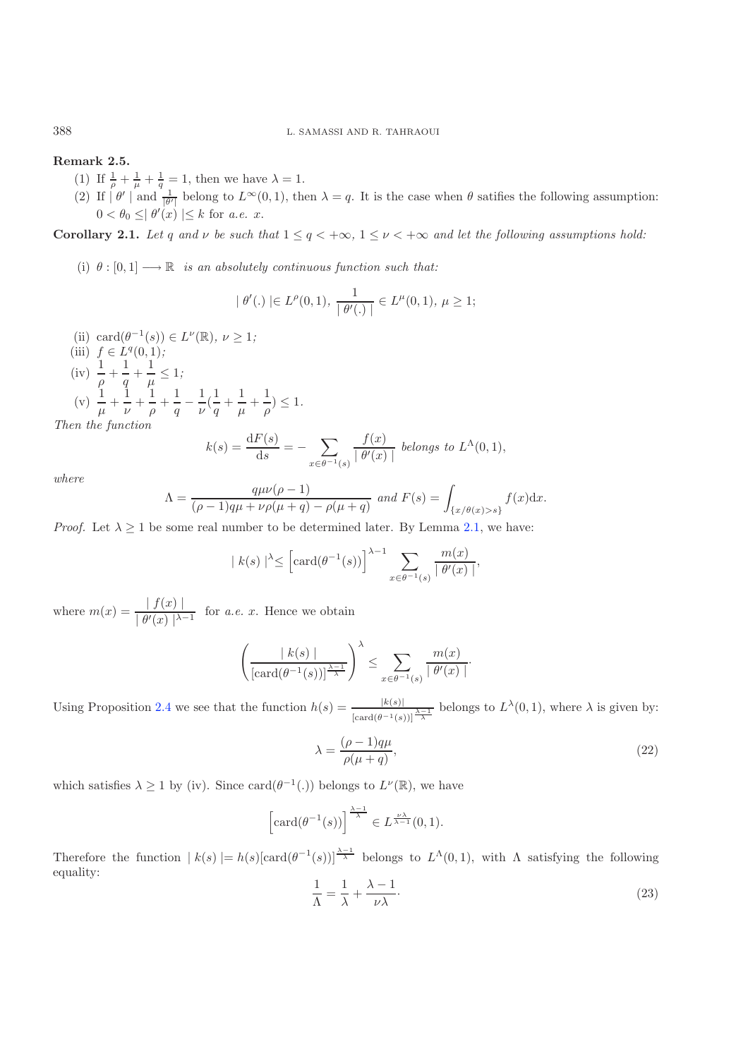**Remark 2.5.**

1. If $\frac{1}{\rho}+\frac{1}{\mu}+\frac{1}{q}=1$, then we have $\lambda = 1$.
2. If $\mid \theta' \mid$ and $\frac{1}{|\theta'|}$ belong to $L^\infty(0,1)$, then $\lambda = q$. It is the case when $\theta$ satifies the following assumption: $0 < \theta_0 \leq \mid \theta'(x) \mid \leq k$ for *a.e.* $x$.

**Corollary 2.1.** *Let $q$ and $\nu$ be such that $1 \leq q < +\infty$, $1 \leq \nu < +\infty$ and let the following assumptions hold:*

(i) $\theta : [0,1] \longrightarrow \mathbb{R}$ *is an absolutely continuous function such that:*

$$\mid \theta'(.) \mid \in L^\rho(0,1),\ \frac{1}{\mid \theta'(.) \mid} \in L^\mu(0,1),\ \mu \geq 1;$$

(ii) $\text{card}(\theta^{-1}(s)) \in L^\nu(\mathbb{R})$, $\nu \geq 1$;

(iii) $f \in L^q(0,1)$;

(iv) $\dfrac{1}{\rho}+\dfrac{1}{q}+\dfrac{1}{\mu} \leq 1$;

(v) $\dfrac{1}{\mu}+\dfrac{1}{\nu}+\dfrac{1}{\rho}+\dfrac{1}{q}-\dfrac{1}{\nu}(\dfrac{1}{q}+\dfrac{1}{\mu}+\dfrac{1}{\rho}) \leq 1$.

*Then the function*

$$k(s) = \frac{\mathrm{d}F(s)}{\mathrm{d}s} = -\sum_{x\in\theta^{-1}(s)} \frac{f(x)}{\mid \theta'(x) \mid} \text{ belongs to } L^\Lambda(0,1),$$

*where*

$$\Lambda = \frac{q\mu\nu(\rho-1)}{(\rho-1)q\mu+\nu\rho(\mu+q)-\rho(\mu+q)} \text{ and } F(s) = \int_{\{x/\theta(x)>s\}} f(x)\mathrm{d}x.$$

*Proof.* Let $\lambda \geq 1$ be some real number to be determined later. By Lemma 2.1, we have:

$$\mid k(s) \mid^\lambda \leq \Big[\text{card}(\theta^{-1}(s))\Big]^{\lambda-1} \sum_{x\in\theta^{-1}(s)} \frac{m(x)}{\mid \theta'(x) \mid},$$

where $m(x) = \dfrac{\mid f(x) \mid}{\mid \theta'(x) \mid^{\lambda-1}}$ for *a.e.* $x$. Hence we obtain

$$\left(\frac{\mid k(s) \mid}{[\text{card}(\theta^{-1}(s))]^{\frac{\lambda-1}{\lambda}}}\right)^\lambda \leq \sum_{x\in\theta^{-1}(s)} \frac{m(x)}{\mid \theta'(x) \mid}\cdot$$

Using Proposition 2.4 we see that the function $h(s) = \frac{|k(s)|}{[\text{card}(\theta^{-1}(s))]^{\frac{\lambda-1}{\lambda}}}$ belongs to $L^\lambda(0,1)$, where $\lambda$ is given by:

$$\lambda = \frac{(\rho-1)q\mu}{\rho(\mu+q)}, \tag{22}$$

which satisfies $\lambda \geq 1$ by (iv). Since $\text{card}(\theta^{-1}(.))$ belongs to $L^\nu(\mathbb{R})$, we have

$$\Big[\text{card}(\theta^{-1}(s))\Big]^{\frac{\lambda-1}{\lambda}} \in L^{\frac{\nu\lambda}{\lambda-1}}(0,1).$$

Therefore the function $\mid k(s) \mid = h(s)[\text{card}(\theta^{-1}(s))]^{\frac{\lambda-1}{\lambda}}$ belongs to $L^\Lambda(0,1)$, with $\Lambda$ satisfying the following equality:

$$\frac{1}{\Lambda} = \frac{1}{\lambda} + \frac{\lambda-1}{\nu\lambda}\cdot \tag{23}$$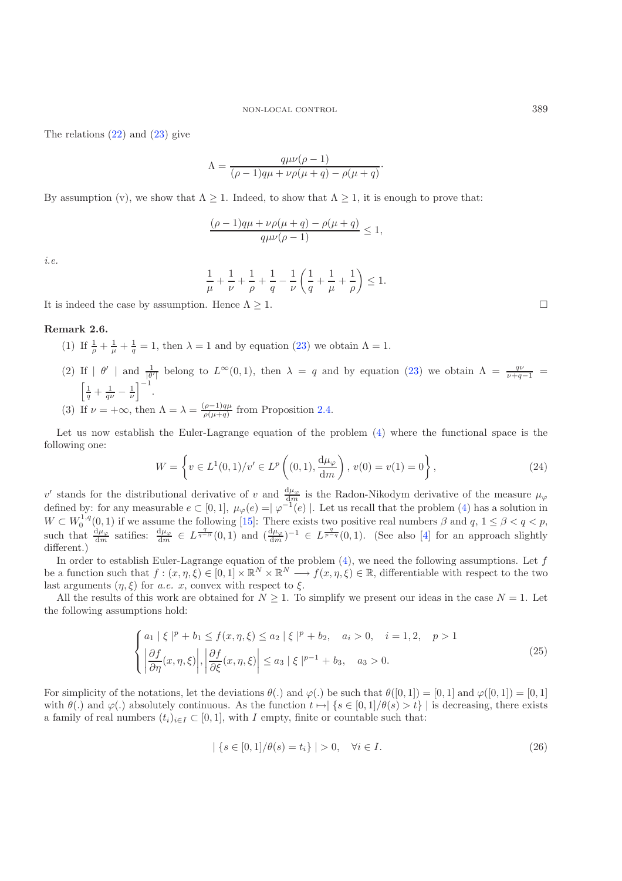The relations (22) and (23) give

$$\Lambda = \frac{q\mu\nu(\rho-1)}{(\rho-1)q\mu + \nu\rho(\mu+q) - \rho(\mu+q)}\cdot$$

By assumption (v), we show that $\Lambda \geq 1$. Indeed, to show that $\Lambda \geq 1$, it is enough to prove that:

$$\frac{(\rho-1)q\mu + \nu\rho(\mu+q) - \rho(\mu+q)}{q\mu\nu(\rho-1)} \leq 1,$$

*i.e.*

$$\frac{1}{\mu} + \frac{1}{\nu} + \frac{1}{\rho} + \frac{1}{q} - \frac{1}{\nu}\left(\frac{1}{q} + \frac{1}{\mu} + \frac{1}{\rho}\right) \leq 1.$$

It is indeed the case by assumption. Hence $\Lambda \geq 1$. □

**Remark 2.6.**

(1) If $\frac{1}{\rho} + \frac{1}{\mu} + \frac{1}{q} = 1$, then $\lambda = 1$ and by equation (23) we obtain $\Lambda = 1$.

(2) If $\mid \theta' \mid$ and $\frac{1}{|\theta'|}$ belong to $L^\infty(0,1)$, then $\lambda = q$ and by equation (23) we obtain $\Lambda = \frac{q\nu}{\nu+q-1} = \left[\frac{1}{q} + \frac{1}{q\nu} - \frac{1}{\nu}\right]^{-1}$.

(3) If $\nu = +\infty$, then $\Lambda = \lambda = \frac{(\rho-1)q\mu}{\rho(\mu+q)}$ from Proposition 2.4.

Let us now establish the Euler-Lagrange equation of the problem (4) where the functional space is the following one:

$$W = \left\{ v \in L^1(0,1)/v' \in L^p\left((0,1), \frac{\mathrm{d}\mu_\varphi}{\mathrm{d}m}\right),\, v(0) = v(1) = 0 \right\}, \tag{24}$$

$v'$ stands for the distributional derivative of $v$ and $\frac{\mathrm{d}\mu_\varphi}{\mathrm{d}m}$ is the Radon-Nikodym derivative of the measure $\mu_\varphi$ defined by: for any measurable $e \subset [0,1]$, $\mu_\varphi(e) = \mid \varphi^{-1}(e) \mid$. Let us recall that the problem (4) has a solution in $W \subset W_0^{1,q}(0,1)$ if we assume the following [15]: There exists two positive real numbers $\beta$ and $q$, $1 \leq \beta < q < p$, such that $\frac{\mathrm{d}\mu_\varphi}{\mathrm{d}m}$ satifies: $\frac{\mathrm{d}\mu_\varphi}{\mathrm{d}m} \in L^{\frac{q}{q-\beta}}(0,1)$ and $(\frac{\mathrm{d}\mu_\varphi}{\mathrm{d}m})^{-1} \in L^{\frac{q}{p-q}}(0,1)$. (See also [4] for an approach slightly different.)

In order to establish Euler-Lagrange equation of the problem (4), we need the following assumptions. Let $f$ be a function such that $f : (x,\eta,\xi) \in [0,1] \times \mathbb{R}^N \times \mathbb{R}^N \longrightarrow f(x,\eta,\xi) \in \mathbb{R}$, differentiable with respect to the two last arguments $(\eta,\xi)$ for *a.e.* $x$, convex with respect to $\xi$.

All the results of this work are obtained for $N \geq 1$. To simplify we present our ideas in the case $N = 1$. Let the following assumptions hold:

$$\begin{cases} a_1 \mid \xi \mid^p + b_1 \leq f(x,\eta,\xi) \leq a_2 \mid \xi \mid^p + b_2, \quad a_i > 0, \quad i = 1,2, \quad p > 1 \\ \left|\dfrac{\partial f}{\partial \eta}(x,\eta,\xi)\right|, \left|\dfrac{\partial f}{\partial \xi}(x,\eta,\xi)\right| \leq a_3 \mid \xi \mid^{p-1} + b_3, \quad a_3 > 0. \end{cases} \tag{25}$$

For simplicity of the notations, let the deviations $\theta(.)$ and $\varphi(.)$ be such that $\theta([0,1]) = [0,1]$ and $\varphi([0,1]) = [0,1]$ with $\theta(.)$ and $\varphi(.)$ absolutely continuous. As the function $t \mapsto \mid \{s \in [0,1]/\theta(s) > t\} \mid$ is decreasing, there exists a family of real numbers $(t_i)_{i\in I} \subset [0,1]$, with $I$ empty, finite or countable such that:

$$\mid \{s \in [0,1]/\theta(s) = t_i\} \mid > 0, \quad \forall i \in I. \tag{26}$$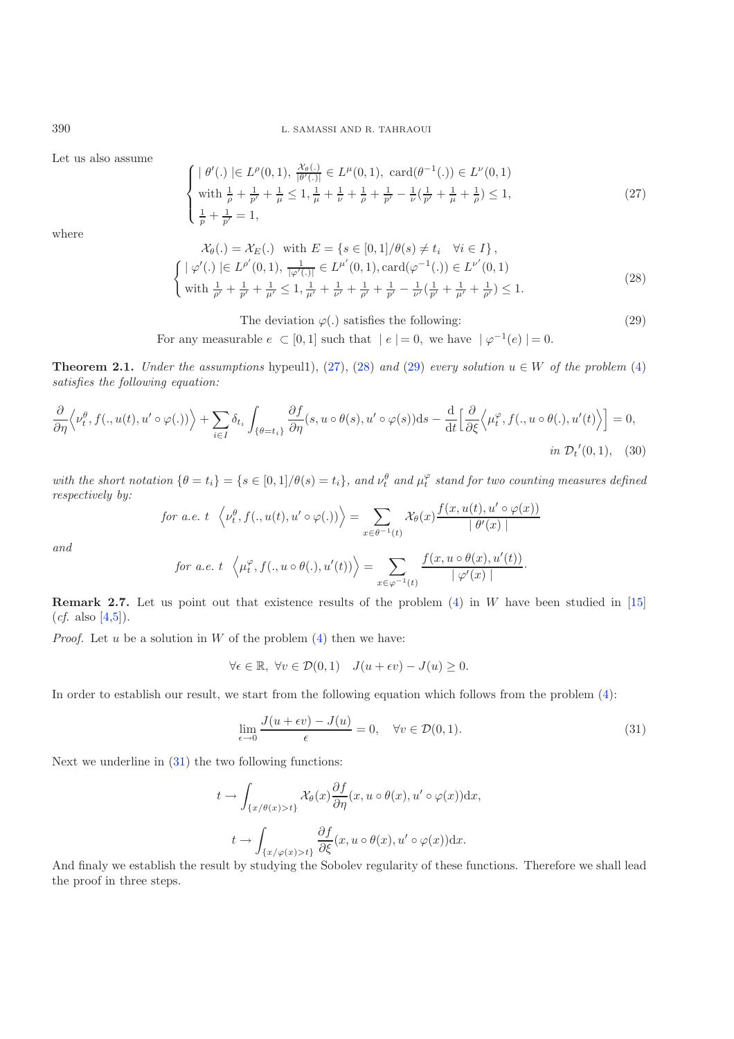Let us also assume

$$
\begin{cases} \mid \theta'(.) \mid \in L^{\rho}(0,1),\ \frac{\mathcal{X}_\theta(.)}{|\theta'(.)|} \in L^{\mu}(0,1),\ \operatorname{card}(\theta^{-1}(.)) \in L^{\nu}(0,1) \\ \text{with } \frac{1}{\rho}+\frac{1}{p'}+\frac{1}{\mu} \leq 1, \frac{1}{\mu}+\frac{1}{\nu}+\frac{1}{\rho}+\frac{1}{p'}-\frac{1}{\nu}(\frac{1}{p'}+\frac{1}{\mu}+\frac{1}{\rho}) \leq 1, \\ \frac{1}{p}+\frac{1}{p'}=1, \end{cases} \tag{27}
$$

where

$$
\mathcal{X}_\theta(.) = \mathcal{X}_E(.) \quad \text{with } E = \{s \in [0,1]/\theta(s) \neq t_i \quad \forall i \in I\},
$$

$$
\begin{cases} \mid \varphi'(.) \mid \in L^{\rho'}(0,1),\ \frac{1}{|\varphi'(.)|} \in L^{\mu'}(0,1), \operatorname{card}(\varphi^{-1}(.)) \in L^{\nu'}(0,1) \\ \text{with } \frac{1}{\rho'}+\frac{1}{p'}+\frac{1}{\mu'} \leq 1, \frac{1}{\mu'}+\frac{1}{\nu'}+\frac{1}{\rho'}+\frac{1}{p'}-\frac{1}{\nu'}(\frac{1}{p'}+\frac{1}{\mu'}+\frac{1}{\rho'}) \leq 1. \end{cases} \tag{28}
$$

The deviation $\varphi(.)$ satisfies the following: (29)

For any measurable $e \subset [0,1]$ such that $\mid e \mid = 0$, we have $\mid \varphi^{-1}(e) \mid = 0$.

**Theorem 2.1.** *Under the assumptions* hypeul1), (27), (28) *and* (29) *every solution $u \in W$ of the problem* (4) *satisfies the following equation:*

$$
\frac{\partial}{\partial \eta}\Big\langle \nu_t^\theta, f(.,u(t),u'\circ\varphi(.))\Big\rangle + \sum_{i\in I}\delta_{t_i}\int_{\{\theta=t_i\}}\frac{\partial f}{\partial \eta}(s,u\circ\theta(s),u'\circ\varphi(s))\mathrm{d}s - \frac{\mathrm{d}}{\mathrm{d}t}\Big[\frac{\partial}{\partial \xi}\Big\langle \mu_t^\varphi, f(.,u\circ\theta(.),u'(t))\Big\rangle\Big] = 0, \quad \text{in } \mathcal{D}_t{}'(0,1), \tag{30}
$$

*with the short notation $\{\theta = t_i\} = \{s \in [0,1]/\theta(s) = t_i\}$, and $\nu_t^\theta$ and $\mu_t^\varphi$ stand for two counting measures defined respectively by:*

$$
\text{for a.e. } t \quad \Big\langle \nu_t^\theta, f(.,u(t),u'\circ\varphi(.))\Big\rangle = \sum_{x\in\theta^{-1}(t)} \mathcal{X}_\theta(x)\frac{f(x,u(t),u'\circ\varphi(x))}{\mid \theta'(x)\mid}
$$

*and*

$$
\text{for a.e. } t \quad \Big\langle \mu_t^\varphi, f(.,u\circ\theta(.),u'(t))\Big\rangle = \sum_{x\in\varphi^{-1}(t)} \frac{f(x,u\circ\theta(x),u'(t))}{\mid \varphi'(x)\mid}.
$$

**Remark 2.7.** Let us point out that existence results of the problem (4) in $W$ have been studied in [15] (*cf.* also [4,5]).

*Proof.* Let $u$ be a solution in $W$ of the problem (4) then we have:

$$
\forall \epsilon \in \mathbb{R},\ \forall v \in \mathcal{D}(0,1) \quad J(u+\epsilon v) - J(u) \geq 0.
$$

In order to establish our result, we start from the following equation which follows from the problem (4):

$$
\lim_{\epsilon\to 0}\frac{J(u+\epsilon v)-J(u)}{\epsilon} = 0, \quad \forall v \in \mathcal{D}(0,1). \tag{31}
$$

Next we underline in (31) the two following functions:

$$
t \to \int_{\{x/\theta(x)>t\}} \mathcal{X}_\theta(x)\frac{\partial f}{\partial \eta}(x,u\circ\theta(x),u'\circ\varphi(x))\mathrm{d}x,
$$

$$
t \to \int_{\{x/\varphi(x)>t\}} \frac{\partial f}{\partial \xi}(x,u\circ\theta(x),u'\circ\varphi(x))\mathrm{d}x.
$$

And finaly we establish the result by studying the Sobolev regularity of these functions. Therefore we shall lead the proof in three steps.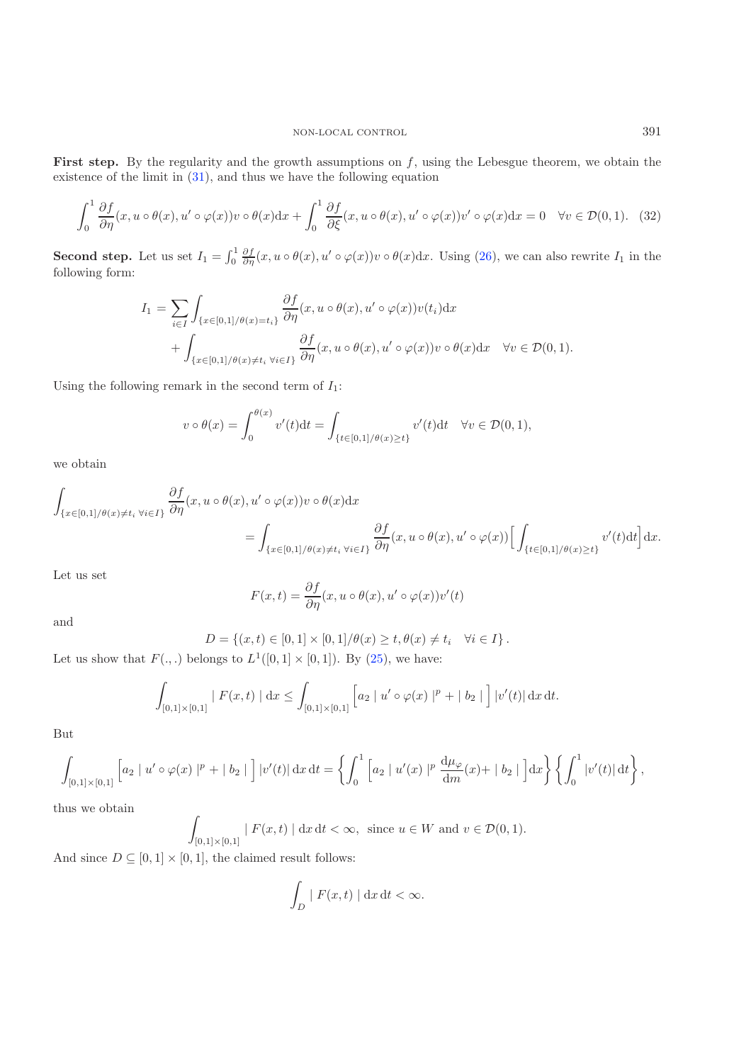**First step.** By the regularity and the growth assumptions on $f$, using the Lebesgue theorem, we obtain the existence of the limit in (31), and thus we have the following equation

$$\int_0^1 \frac{\partial f}{\partial \eta}(x, u\circ\theta(x), u'\circ\varphi(x))v\circ\theta(x)\mathrm{d}x + \int_0^1 \frac{\partial f}{\partial \xi}(x, u\circ\theta(x), u'\circ\varphi(x))v'\circ\varphi(x)\mathrm{d}x = 0 \quad \forall v \in \mathcal{D}(0,1). \quad (32)$$

**Second step.** Let us set $I_1 = \int_0^1 \frac{\partial f}{\partial \eta}(x, u\circ\theta(x), u'\circ\varphi(x))v\circ\theta(x)\mathrm{d}x$. Using (26), we can also rewrite $I_1$ in the following form:

$$\begin{aligned} I_1 &= \sum_{i\in I}\int_{\{x\in[0,1]/\theta(x)=t_i\}} \frac{\partial f}{\partial \eta}(x, u\circ\theta(x), u'\circ\varphi(x))v(t_i)\mathrm{d}x \\ &\quad + \int_{\{x\in[0,1]/\theta(x)\neq t_i\ \forall i\in I\}} \frac{\partial f}{\partial \eta}(x, u\circ\theta(x), u'\circ\varphi(x))v\circ\theta(x)\mathrm{d}x \quad \forall v\in\mathcal{D}(0,1). \end{aligned}$$

Using the following remark in the second term of $I_1$:

$$v\circ\theta(x) = \int_0^{\theta(x)} v'(t)\mathrm{d}t = \int_{\{t\in[0,1]/\theta(x)\geq t\}} v'(t)\mathrm{d}t \quad \forall v\in\mathcal{D}(0,1),$$

we obtain

$$\begin{aligned} &\int_{\{x\in[0,1]/\theta(x)\neq t_i\ \forall i\in I\}} \frac{\partial f}{\partial \eta}(x, u\circ\theta(x), u'\circ\varphi(x))v\circ\theta(x)\mathrm{d}x \\ &\qquad = \int_{\{x\in[0,1]/\theta(x)\neq t_i\ \forall i\in I\}} \frac{\partial f}{\partial \eta}(x, u\circ\theta(x), u'\circ\varphi(x))\Big[\int_{\{t\in[0,1]/\theta(x)\geq t\}} v'(t)\mathrm{d}t\Big]\mathrm{d}x. \end{aligned}$$

Let us set

$$F(x,t) = \frac{\partial f}{\partial \eta}(x, u\circ\theta(x), u'\circ\varphi(x))v'(t)$$

and

$$D = \{(x,t)\in[0,1]\times[0,1]/\theta(x)\geq t, \theta(x)\neq t_i \quad \forall i\in I\}.$$

Let us show that $F(.,.)$ belongs to $L^1([0,1]\times[0,1])$. By (25), we have:

$$\int_{[0,1]\times[0,1]} |\ F(x,t)\ |\ \mathrm{d}x \leq \int_{[0,1]\times[0,1]} \Big[a_2\ |\ u'\circ\varphi(x)\ |^p + |\ b_2\ |\ \Big]\,|v'(t)|\,\mathrm{d}x\,\mathrm{d}t.$$

But

$$\int_{[0,1]\times[0,1]} \Big[a_2\ |\ u'\circ\varphi(x)\ |^p + |\ b_2\ |\ \Big]\,|v'(t)|\,\mathrm{d}x\,\mathrm{d}t = \left\{\int_0^1 \Big[a_2\ |\ u'(x)\ |^p\ \frac{\mathrm{d}\mu_\varphi}{\mathrm{d}m}(x) + |\ b_2\ |\ \Big]\mathrm{d}x\right\}\left\{\int_0^1 |v'(t)|\,\mathrm{d}t\right\},$$

thus we obtain

$$\int_{[0,1]\times[0,1]} |\ F(x,t)\ |\ \mathrm{d}x\,\mathrm{d}t < \infty, \text{ since } u\in W \text{ and } v\in\mathcal{D}(0,1).$$

And since $D\subseteq[0,1]\times[0,1]$, the claimed result follows:

$$\int_D |\ F(x,t)\ |\ \mathrm{d}x\,\mathrm{d}t < \infty.$$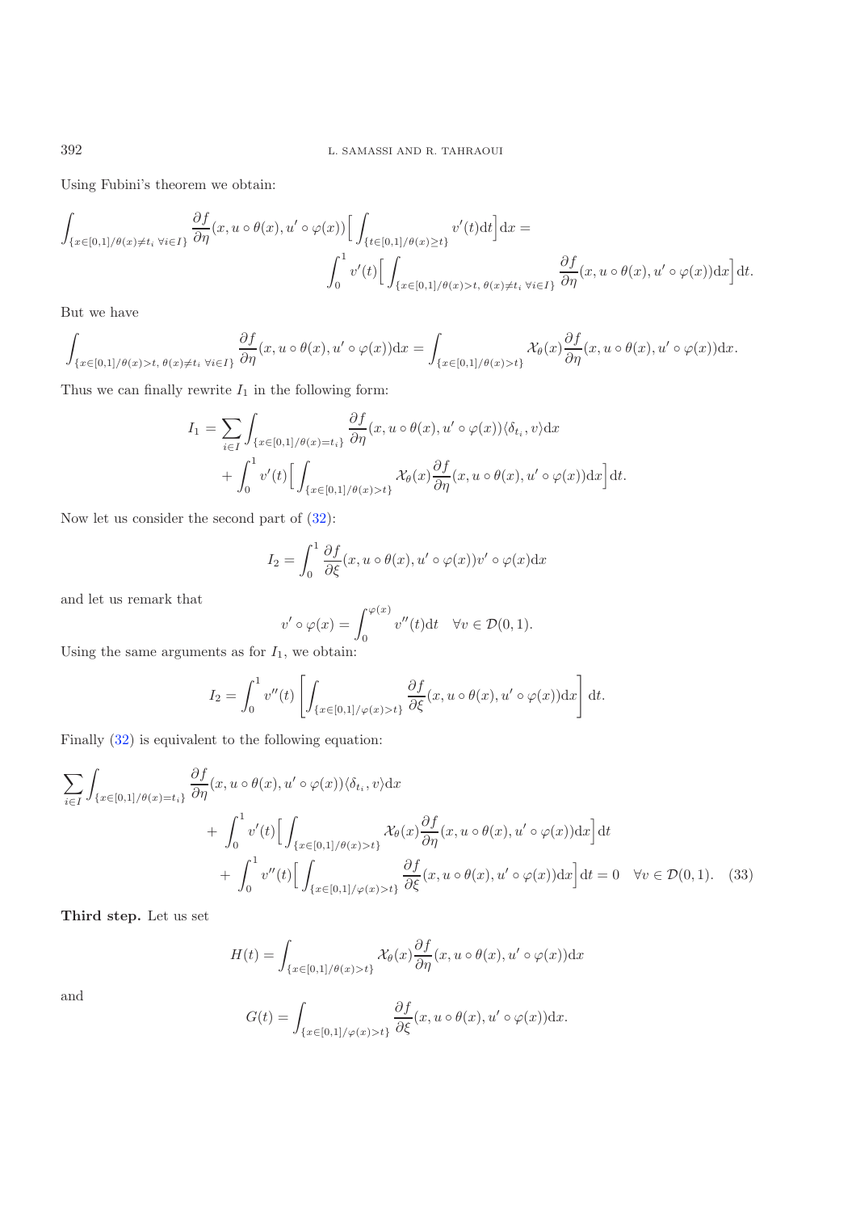Using Fubini's theorem we obtain:

$$\int_{\{x\in[0,1]/\theta(x)\neq t_i\ \forall i\in I\}} \frac{\partial f}{\partial \eta}(x, u\circ\theta(x), u'\circ\varphi(x))\Big[\int_{\{t\in[0,1]/\theta(x)\geq t\}} v'(t)\mathrm{d}t\Big]\mathrm{d}x = \int_0^1 v'(t)\Big[\int_{\{x\in[0,1]/\theta(x)>t,\ \theta(x)\neq t_i\ \forall i\in I\}} \frac{\partial f}{\partial \eta}(x, u\circ\theta(x), u'\circ\varphi(x))\mathrm{d}x\Big]\mathrm{d}t.$$

But we have

$$\int_{\{x\in[0,1]/\theta(x)>t,\ \theta(x)\neq t_i\ \forall i\in I\}} \frac{\partial f}{\partial \eta}(x, u\circ\theta(x), u'\circ\varphi(x))\mathrm{d}x = \int_{\{x\in[0,1]/\theta(x)>t\}} \mathcal{X}_\theta(x)\frac{\partial f}{\partial \eta}(x, u\circ\theta(x), u'\circ\varphi(x))\mathrm{d}x.$$

Thus we can finally rewrite $I_1$ in the following form:

$$\begin{aligned} I_1 = &\sum_{i\in I}\int_{\{x\in[0,1]/\theta(x)=t_i\}} \frac{\partial f}{\partial \eta}(x, u\circ\theta(x), u'\circ\varphi(x))\langle\delta_{t_i}, v\rangle\mathrm{d}x \\ &+ \int_0^1 v'(t)\Big[\int_{\{x\in[0,1]/\theta(x)>t\}} \mathcal{X}_\theta(x)\frac{\partial f}{\partial \eta}(x, u\circ\theta(x), u'\circ\varphi(x))\mathrm{d}x\Big]\mathrm{d}t. \end{aligned}$$

Now let us consider the second part of (32):

$$I_2 = \int_0^1 \frac{\partial f}{\partial \xi}(x, u\circ\theta(x), u'\circ\varphi(x))v'\circ\varphi(x)\mathrm{d}x$$

and let us remark that

$$v'\circ\varphi(x) = \int_0^{\varphi(x)} v''(t)\mathrm{d}t \quad \forall v\in\mathcal{D}(0,1).$$

Using the same arguments as for $I_1$, we obtain:

$$I_2 = \int_0^1 v''(t)\left[\int_{\{x\in[0,1]/\varphi(x)>t\}} \frac{\partial f}{\partial \xi}(x, u\circ\theta(x), u'\circ\varphi(x))\mathrm{d}x\right]\mathrm{d}t.$$

Finally (32) is equivalent to the following equation:

$$\begin{aligned} &\sum_{i\in I}\int_{\{x\in[0,1]/\theta(x)=t_i\}} \frac{\partial f}{\partial \eta}(x, u\circ\theta(x), u'\circ\varphi(x))\langle\delta_{t_i}, v\rangle\mathrm{d}x \\ &\quad + \int_0^1 v'(t)\Big[\int_{\{x\in[0,1]/\theta(x)>t\}} \mathcal{X}_\theta(x)\frac{\partial f}{\partial \eta}(x, u\circ\theta(x), u'\circ\varphi(x))\mathrm{d}x\Big]\mathrm{d}t \\ &\quad + \int_0^1 v''(t)\Big[\int_{\{x\in[0,1]/\varphi(x)>t\}} \frac{\partial f}{\partial \xi}(x, u\circ\theta(x), u'\circ\varphi(x))\mathrm{d}x\Big]\mathrm{d}t = 0 \quad \forall v\in\mathcal{D}(0,1). \quad (33) \end{aligned}$$

**Third step.** Let us set

$$H(t) = \int_{\{x\in[0,1]/\theta(x)>t\}} \mathcal{X}_\theta(x)\frac{\partial f}{\partial \eta}(x, u\circ\theta(x), u'\circ\varphi(x))\mathrm{d}x$$

and

$$G(t) = \int_{\{x\in[0,1]/\varphi(x)>t\}} \frac{\partial f}{\partial \xi}(x, u\circ\theta(x), u'\circ\varphi(x))\mathrm{d}x.$$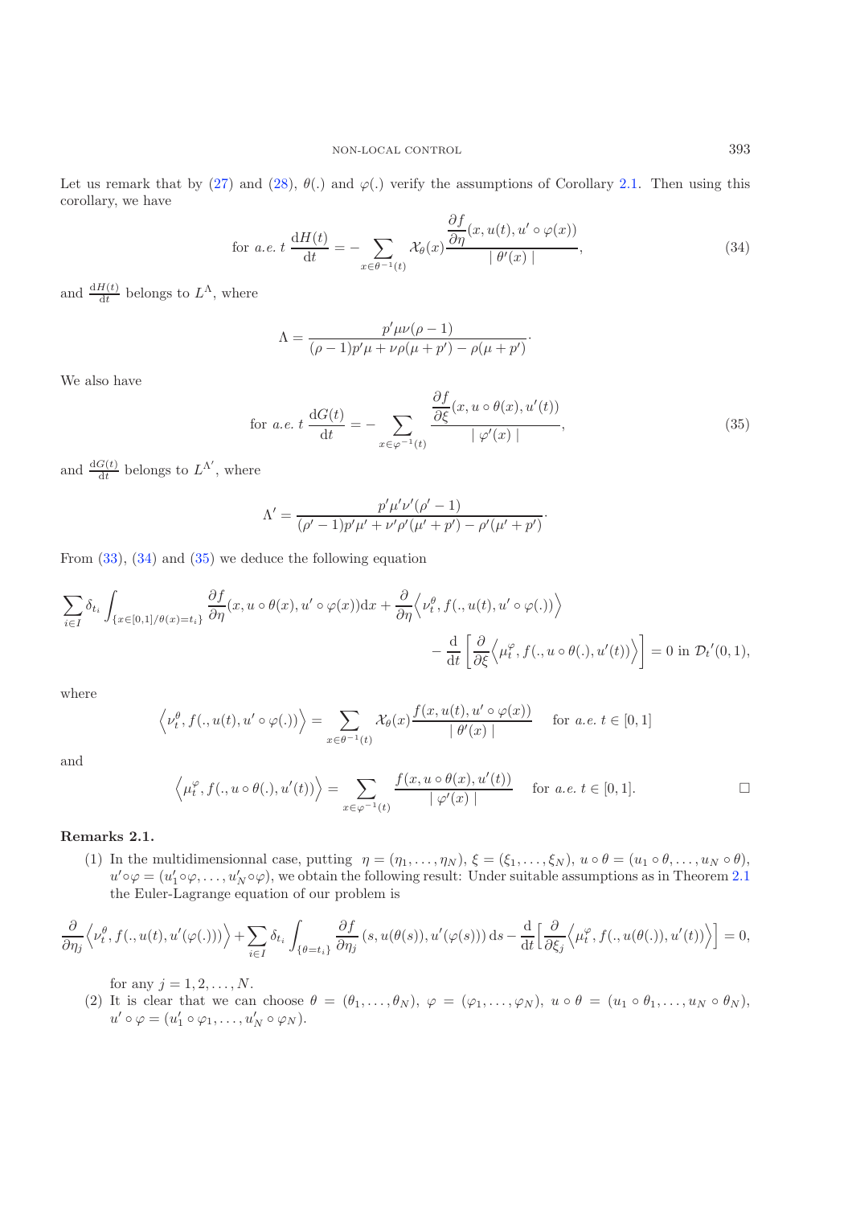Let us remark that by (27) and (28), $\theta(.)$ and $\varphi(.)$ verify the assumptions of Corollary 2.1. Then using this corollary, we have

$$
\text{for } a.e.\ t\ \frac{\mathrm{d}H(t)}{\mathrm{d}t} = -\sum_{x\in\theta^{-1}(t)} \mathcal{X}_\theta(x)\frac{\dfrac{\partial f}{\partial \eta}(x, u(t), u'\circ\varphi(x))}{\mid \theta'(x)\mid}, \tag{34}
$$

and $\frac{\mathrm{d}H(t)}{\mathrm{d}t}$ belongs to $L^\Lambda$, where

$$
\Lambda = \frac{p'\mu\nu(\rho-1)}{(\rho-1)p'\mu + \nu\rho(\mu+p') - \rho(\mu+p')}\cdot
$$

We also have

$$
\text{for } a.e.\ t\ \frac{\mathrm{d}G(t)}{\mathrm{d}t} = -\sum_{x\in\varphi^{-1}(t)} \frac{\dfrac{\partial f}{\partial \xi}(x, u\circ\theta(x), u'(t))}{\mid \varphi'(x)\mid}, \tag{35}
$$

and $\frac{\mathrm{d}G(t)}{\mathrm{d}t}$ belongs to $L^{\Lambda'}$, where

$$
\Lambda' = \frac{p'\mu'\nu'(\rho'-1)}{(\rho'-1)p'\mu' + \nu'\rho'(\mu'+p') - \rho'(\mu'+p')}\cdot
$$

From (33), (34) and (35) we deduce the following equation

$$
\sum_{i\in I}\delta_{t_i}\int_{\{x\in[0,1]/\theta(x)=t_i\}}\frac{\partial f}{\partial \eta}(x, u\circ\theta(x), u'\circ\varphi(x))\mathrm{d}x + \frac{\partial}{\partial\eta}\Big\langle \nu_t^\theta, f(., u(t), u'\circ\varphi(.))\Big\rangle
- \frac{\mathrm{d}}{\mathrm{d}t}\left[\frac{\partial}{\partial\xi}\Big\langle \mu_t^\varphi, f(., u\circ\theta(.), u'(t))\Big\rangle\right] = 0 \text{ in } \mathcal{D}_t{}'(0,1),
$$

where

$$
\Big\langle \nu_t^\theta, f(., u(t), u'\circ\varphi(.))\Big\rangle = \sum_{x\in\theta^{-1}(t)}\mathcal{X}_\theta(x)\frac{f(x, u(t), u'\circ\varphi(x))}{\mid\theta'(x)\mid} \quad \text{for } a.e.\ t\in[0,1]
$$

and

$$
\Big\langle \mu_t^\varphi, f(., u\circ\theta(.), u'(t))\Big\rangle = \sum_{x\in\varphi^{-1}(t)}\frac{f(x, u\circ\theta(x), u'(t))}{\mid\varphi'(x)\mid} \quad \text{for } a.e.\ t\in[0,1]. \qquad \square
$$

**Remarks 2.1.**

(1) In the multidimensionnal case, putting $\eta = (\eta_1,\ldots,\eta_N)$, $\xi = (\xi_1,\ldots,\xi_N)$, $u\circ\theta = (u_1\circ\theta,\ldots,u_N\circ\theta)$, $u'\circ\varphi = (u_1'\circ\varphi,\ldots,u_N'\circ\varphi)$, we obtain the following result: Under suitable assumptions as in Theorem 2.1 the Euler-Lagrange equation of our problem is

$$
\frac{\partial}{\partial\eta_j}\Big\langle \nu_t^\theta, f(., u(t), u'(\varphi(.)))\Big\rangle + \sum_{i\in I}\delta_{t_i}\int_{\{\theta=t_i\}}\frac{\partial f}{\partial\eta_j}\left(s, u(\theta(s)), u'(\varphi(s))\right)\mathrm{d}s - \frac{\mathrm{d}}{\mathrm{d}t}\Big[\frac{\partial}{\partial\xi_j}\Big\langle\mu_t^\varphi, f(., u(\theta(.)), u'(t))\Big\rangle\Big] = 0,
$$

for any $j = 1, 2, \ldots, N$.

(2) It is clear that we can choose $\theta = (\theta_1,\ldots,\theta_N)$, $\varphi = (\varphi_1,\ldots,\varphi_N)$, $u\circ\theta = (u_1\circ\theta_1,\ldots,u_N\circ\theta_N)$, $u'\circ\varphi = (u_1'\circ\varphi_1,\ldots,u_N'\circ\varphi_N)$.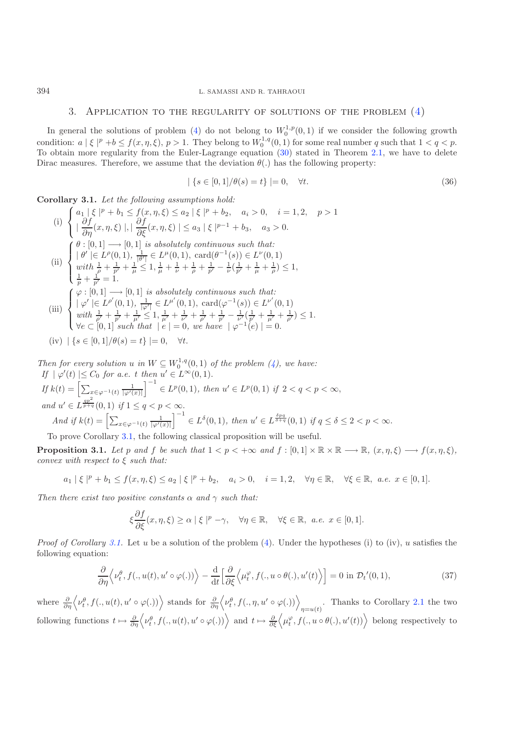## 3. Application to the regularity of solutions of the problem (4)

In general the solutions of problem (4) do not belong to $W_0^{1,p}(0,1)$ if we consider the following growth condition: $a \mid \xi \mid^p + b \leq f(x, \eta, \xi)$, $p > 1$. They belong to $W_0^{1,q}(0,1)$ for some real number $q$ such that $1 < q < p$. To obtain more regularity from the Euler-Lagrange equation (30) stated in Theorem 2.1, we have to delete Dirac measures. Therefore, we assume that the deviation $\theta(.)$ has the following property:

$$\mid \{s \in [0,1]/\theta(s) = t\} \mid = 0, \quad \forall t. \tag{36}$$

**Corollary 3.1.** *Let the following assumptions hold:*

(i) $\begin{cases} a_1 \mid \xi \mid^p + b_1 \leq f(x, \eta, \xi) \leq a_2 \mid \xi \mid^p + b_2, \quad a_i > 0, \quad i = 1, 2, \quad p > 1 \\ \mid \dfrac{\partial f}{\partial \eta}(x, \eta, \xi) \mid, \mid \dfrac{\partial f}{\partial \xi}(x, \eta, \xi) \mid \leq a_3 \mid \xi \mid^{p-1} + b_3, \quad a_3 > 0. \end{cases}$

(ii) $\begin{cases} \theta : [0,1] \longrightarrow [0,1] \text{ is absolutely continuous such that:} \\ \mid \theta' \mid \in L^{\rho}(0,1),\ \frac{1}{\mid \theta' \mid} \in L^{\mu}(0,1),\ \mathrm{card}(\theta^{-1}(s)) \in L^{\nu}(0,1) \\ \text{with } \frac{1}{\rho} + \frac{1}{p'} + \frac{1}{\mu} \leq 1,\ \frac{1}{\mu} + \frac{1}{\nu} + \frac{1}{\rho} + \frac{1}{p'} - \frac{1}{\nu}(\frac{1}{p'} + \frac{1}{\mu} + \frac{1}{\rho}) \leq 1, \\ \frac{1}{p} + \frac{1}{p'} = 1. \end{cases}$

(iii) $\begin{cases} \varphi : [0,1] \longrightarrow [0,1] \text{ is absolutely continuous such that:} \\ \mid \varphi' \mid \in L^{\rho'}(0,1),\ \frac{1}{\mid \varphi' \mid} \in L^{\mu'}(0,1),\ \mathrm{card}(\varphi^{-1}(s)) \in L^{\nu'}(0,1) \\ \text{with } \frac{1}{\rho'} + \frac{1}{p'} + \frac{1}{\mu'} \leq 1,\ \frac{1}{\mu'} + \frac{1}{\nu'} + \frac{1}{\rho'} + \frac{1}{p'} - \frac{1}{\nu'}(\frac{1}{p'} + \frac{1}{\mu'} + \frac{1}{\rho'}) \leq 1. \\ \forall e \subset [0,1] \text{ such that } \mid e \mid = 0, \text{ we have } \mid \varphi^{-1}(e) \mid = 0. \end{cases}$

(iv) $\mid \{s \in [0,1]/\theta(s) = t\} \mid = 0, \quad \forall t.$

*Then for every solution $u$ in $W \subseteq W_0^{1,q}(0,1)$ of the problem (4), we have:*
*If $\mid \varphi'(t) \mid \leq C_0$ for a.e. $t$ then $u' \in L^{\infty}(0,1)$.*
*If $k(t) = \left[\sum_{x \in \varphi^{-1}(t)} \frac{1}{\mid \varphi'(x) \mid}\right]^{-1} \in L^p(0,1)$, then $u' \in L^p(0,1)$ if $2 < q < p < \infty$,*
*and $u' \in L^{\frac{qp^2}{p+q}}(0,1)$ if $1 \leq q < p < \infty$.*
*And if $k(t) = \left[\sum_{x \in \varphi^{-1}(t)} \frac{1}{\mid \varphi'(x) \mid}\right]^{-1} \in L^{\delta}(0,1)$, then $u' \in L^{\frac{\delta pq}{\delta + q}}(0,1)$ if $q \leq \delta \leq 2 < p < \infty$.*

To prove Corollary 3.1, the following classical proposition will be useful.

**Proposition 3.1.** *Let $p$ and $f$ be such that $1 < p < +\infty$ and $f : [0,1] \times \mathbb{R} \times \mathbb{R} \longrightarrow \mathbb{R}$, $(x, \eta, \xi) \longrightarrow f(x, \eta, \xi)$, convex with respect to $\xi$ such that:*

$$a_1 \mid \xi \mid^p + b_1 \leq f(x, \eta, \xi) \leq a_2 \mid \xi \mid^p + b_2, \quad a_i > 0, \quad i = 1, 2, \quad \forall \eta \in \mathbb{R}, \quad \forall \xi \in \mathbb{R}, \ \text{a.e. } x \in [0,1].$$

*Then there exist two positive constants $\alpha$ and $\gamma$ such that:*

$$\xi \frac{\partial f}{\partial \xi}(x, \eta, \xi) \geq \alpha \mid \xi \mid^p - \gamma, \quad \forall \eta \in \mathbb{R}, \quad \forall \xi \in \mathbb{R}, \ \text{a.e. } x \in [0,1].$$

*Proof of Corollary 3.1.* Let $u$ be a solution of the problem (4). Under the hypotheses (i) to (iv), $u$ satisfies the following equation:

$$\frac{\partial}{\partial \eta}\Big\langle \nu_t^{\theta}, f(., u(t), u' \circ \varphi(.)) \Big\rangle - \frac{\mathrm{d}}{\mathrm{d}t}\Big[\frac{\partial}{\partial \xi}\Big\langle \mu_t^{\varphi}, f(., u \circ \theta(.), u'(t)) \Big\rangle\Big] = 0 \text{ in } \mathcal{D}_t'(0,1), \tag{37}$$

where $\frac{\partial}{\partial \eta}\Big\langle \nu_t^{\theta}, f(., u(t), u' \circ \varphi(.)) \Big\rangle$ stands for $\frac{\partial}{\partial \eta}\Big\langle \nu_t^{\theta}, f(., \eta, u' \circ \varphi(.)) \Big\rangle_{\eta = u(t)}$. Thanks to Corollary 2.1 the two following functions $t \mapsto \frac{\partial}{\partial \eta}\Big\langle \nu_t^{\theta}, f(., u(t), u' \circ \varphi(.)) \Big\rangle$ and $t \mapsto \frac{\partial}{\partial \xi}\Big\langle \mu_t^{\varphi}, f(., u \circ \theta(.), u'(t)) \Big\rangle$ belong respectively to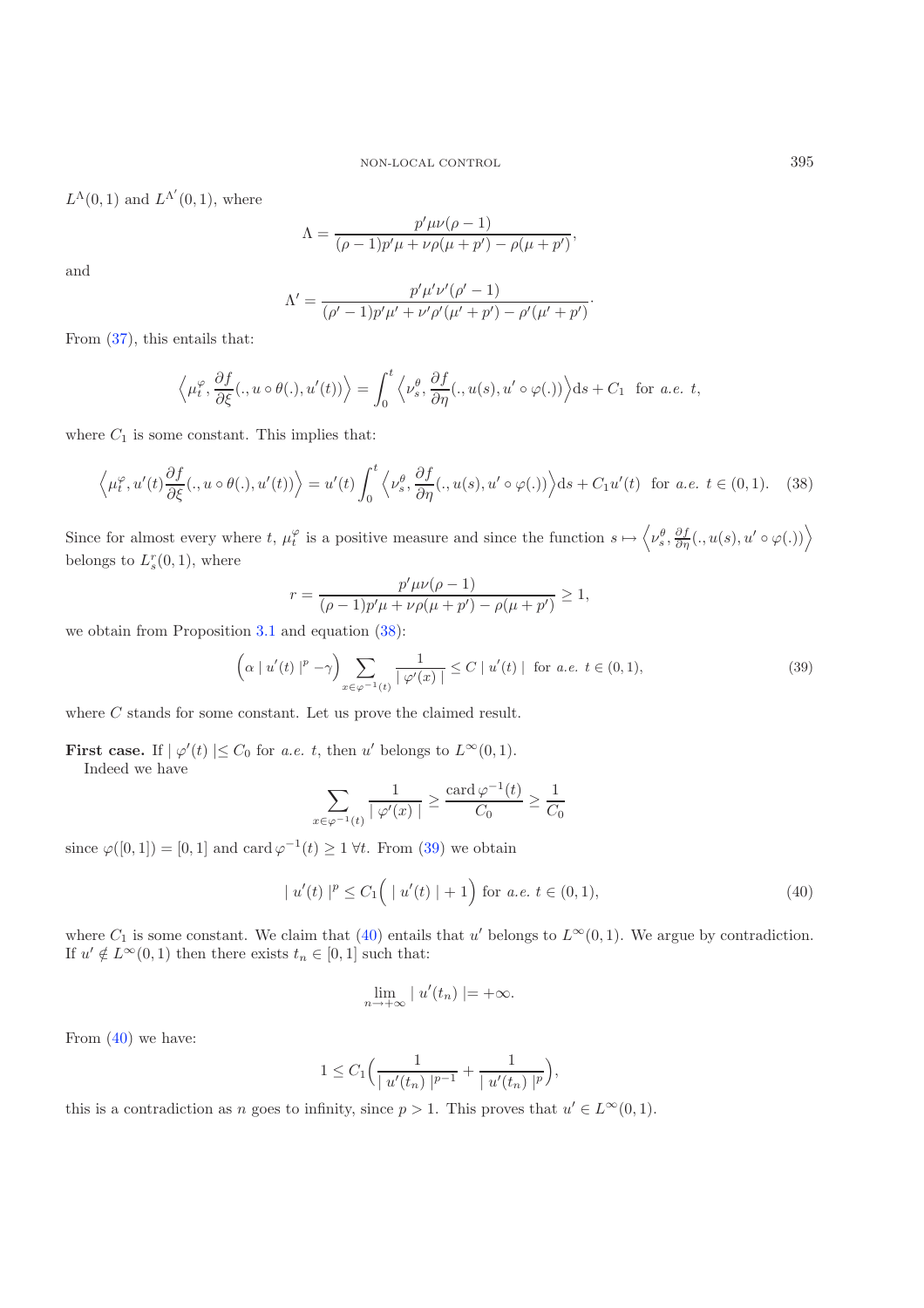$L^{\Lambda}(0,1)$ and $L^{\Lambda'}(0,1)$, where

$$\Lambda = \frac{p'\mu\nu(\rho-1)}{(\rho-1)p'\mu + \nu\rho(\mu+p') - \rho(\mu+p')},$$

and

$$\Lambda' = \frac{p'\mu'\nu'(\rho'-1)}{(\rho'-1)p'\mu' + \nu'\rho'(\mu'+p') - \rho'(\mu'+p')}.$$

From (37), this entails that:

$$\left\langle \mu_t^{\varphi}, \frac{\partial f}{\partial \xi}(., u\circ\theta(.), u'(t)) \right\rangle = \int_0^t \left\langle \nu_s^{\theta}, \frac{\partial f}{\partial \eta}(., u(s), u'\circ\varphi(.)) \right\rangle \mathrm{d}s + C_1 \quad \text{for } a.e.\ t,$$

where $C_1$ is some constant. This implies that:

$$\left\langle \mu_t^{\varphi}, u'(t)\frac{\partial f}{\partial \xi}(., u\circ\theta(.), u'(t)) \right\rangle = u'(t)\int_0^t \left\langle \nu_s^{\theta}, \frac{\partial f}{\partial \eta}(., u(s), u'\circ\varphi(.)) \right\rangle \mathrm{d}s + C_1 u'(t) \quad \text{for } a.e.\ t \in (0,1). \tag{38}$$

Since for almost every where $t$, $\mu_t^{\varphi}$ is a positive measure and since the function $s \mapsto \left\langle \nu_s^{\theta}, \frac{\partial f}{\partial \eta}(., u(s), u'\circ\varphi(.)) \right\rangle$ belongs to $L_s^r(0,1)$, where

$$r = \frac{p'\mu\nu(\rho-1)}{(\rho-1)p'\mu + \nu\rho(\mu+p') - \rho(\mu+p')} \geq 1,$$

we obtain from Proposition 3.1 and equation (38):

$$\Big(\alpha \mid u'(t) \mid^p - \gamma\Big) \sum_{x\in\varphi^{-1}(t)} \frac{1}{\mid \varphi'(x) \mid} \leq C \mid u'(t) \mid \quad \text{for } a.e.\ t \in (0,1), \tag{39}$$

where $C$ stands for some constant. Let us prove the claimed result.

**First case.** If $\mid \varphi'(t) \mid \leq C_0$ for $a.e.$ $t$, then $u'$ belongs to $L^{\infty}(0,1)$.

Indeed we have

$$\sum_{x\in\varphi^{-1}(t)} \frac{1}{\mid \varphi'(x) \mid} \geq \frac{\operatorname{card}\varphi^{-1}(t)}{C_0} \geq \frac{1}{C_0}$$

since $\varphi([0,1]) = [0,1]$ and $\operatorname{card}\varphi^{-1}(t) \geq 1$ $\forall t$. From (39) we obtain

$$\mid u'(t) \mid^p \leq C_1\Big( \mid u'(t) \mid + 1 \Big) \text{ for } a.e.\ t \in (0,1), \tag{40}$$

where $C_1$ is some constant. We claim that (40) entails that $u'$ belongs to $L^{\infty}(0,1)$. We argue by contradiction. If $u' \notin L^{\infty}(0,1)$ then there exists $t_n \in [0,1]$ such that:

$$\lim_{n\to+\infty} \mid u'(t_n) \mid = +\infty.$$

From (40) we have:

$$1 \leq C_1\Big( \frac{1}{\mid u'(t_n) \mid^{p-1}} + \frac{1}{\mid u'(t_n) \mid^{p}} \Big),$$

this is a contradiction as $n$ goes to infinity, since $p > 1$. This proves that $u' \in L^{\infty}(0,1)$.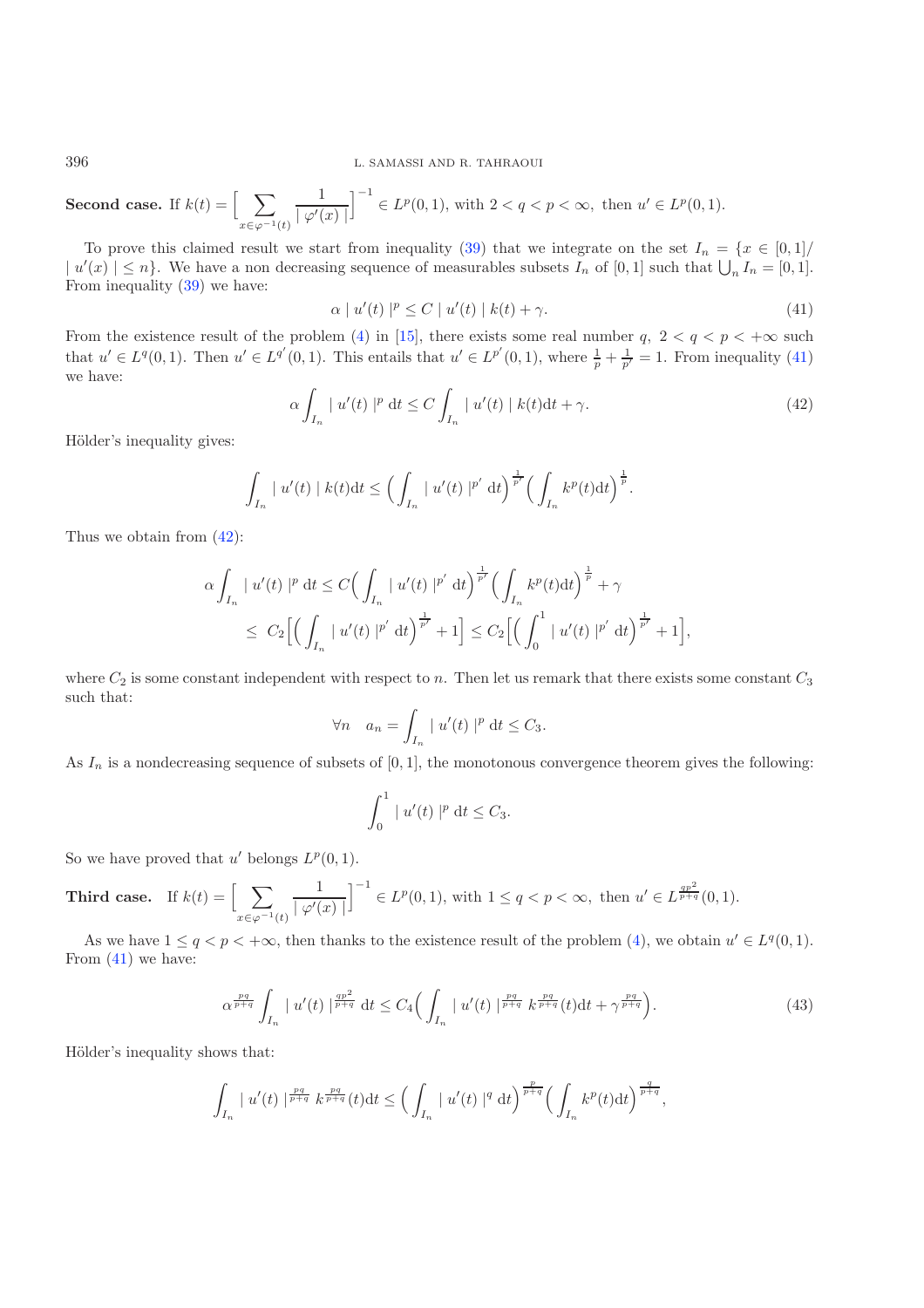**Second case.** If $k(t) = \Big[ \sum_{x\in\varphi^{-1}(t)} \dfrac{1}{\mid \varphi'(x) \mid} \Big]^{-1} \in L^p(0,1)$, with $2 < q < p < \infty$, then $u' \in L^p(0,1)$.

To prove this claimed result we start from inequality (39) that we integrate on the set $I_n = \{x \in [0,1]/ \mid u'(x) \mid \leq n\}$. We have a non decreasing sequence of measurables subsets $I_n$ of $[0,1]$ such that $\bigcup_n I_n = [0,1]$. From inequality (39) we have:

$$\alpha \mid u'(t) \mid^p \leq C \mid u'(t) \mid k(t) + \gamma. \tag{41}$$

From the existence result of the problem (4) in [15], there exists some real number $q$, $2 < q < p < +\infty$ such that $u' \in L^q(0,1)$. Then $u' \in L^{q'}(0,1)$. This entails that $u' \in L^{p'}(0,1)$, where $\frac{1}{p} + \frac{1}{p'} = 1$. From inequality (41) we have:

$$\alpha \int_{I_n} \mid u'(t) \mid^p \mathrm{d}t \leq C \int_{I_n} \mid u'(t) \mid k(t)\mathrm{d}t + \gamma. \tag{42}$$

Hölder's inequality gives:

$$\int_{I_n} \mid u'(t) \mid k(t)\mathrm{d}t \leq \Big( \int_{I_n} \mid u'(t) \mid^{p'} \mathrm{d}t \Big)^{\frac{1}{p'}} \Big( \int_{I_n} k^p(t)\mathrm{d}t \Big)^{\frac{1}{p}}.$$

Thus we obtain from (42):

$$\begin{aligned}
\alpha \int_{I_n} \mid u'(t) \mid^p \mathrm{d}t &\leq C\Big( \int_{I_n} \mid u'(t) \mid^{p'} \mathrm{d}t \Big)^{\frac{1}{p'}} \Big( \int_{I_n} k^p(t)\mathrm{d}t \Big)^{\frac{1}{p}} + \gamma \\
&\leq C_2 \Big[ \Big( \int_{I_n} \mid u'(t) \mid^{p'} \mathrm{d}t \Big)^{\frac{1}{p'}} + 1 \Big] \leq C_2 \Big[ \Big( \int_0^1 \mid u'(t) \mid^{p'} \mathrm{d}t \Big)^{\frac{1}{p'}} + 1 \Big],
\end{aligned}$$

where $C_2$ is some constant independent with respect to $n$. Then let us remark that there exists some constant $C_3$ such that:

$$\forall n \quad a_n = \int_{I_n} \mid u'(t) \mid^p \mathrm{d}t \leq C_3.$$

As $I_n$ is a nondecreasing sequence of subsets of $[0,1]$, the monotonous convergence theorem gives the following:

$$\int_0^1 \mid u'(t) \mid^p \mathrm{d}t \leq C_3.$$

So we have proved that $u'$ belongs $L^p(0,1)$.

**Third case.** If $k(t) = \Big[ \sum_{x\in\varphi^{-1}(t)} \dfrac{1}{\mid \varphi'(x) \mid} \Big]^{-1} \in L^p(0,1)$, with $1 \leq q < p < \infty$, then $u' \in L^{\frac{qp^2}{p+q}}(0,1)$.

As we have $1 \leq q < p < +\infty$, then thanks to the existence result of the problem (4), we obtain $u' \in L^q(0,1)$. From (41) we have:

$$\alpha^{\frac{pq}{p+q}} \int_{I_n} \mid u'(t) \mid^{\frac{qp^2}{p+q}} \mathrm{d}t \leq C_4 \Big( \int_{I_n} \mid u'(t) \mid^{\frac{pq}{p+q}} k^{\frac{pq}{p+q}}(t)\mathrm{d}t + \gamma^{\frac{pq}{p+q}} \Big). \tag{43}$$

Hölder's inequality shows that:

$$\int_{I_n} \mid u'(t) \mid^{\frac{pq}{p+q}} k^{\frac{pq}{p+q}}(t)\mathrm{d}t \leq \Big( \int_{I_n} \mid u'(t) \mid^q \mathrm{d}t \Big)^{\frac{p}{p+q}} \Big( \int_{I_n} k^p(t)\mathrm{d}t \Big)^{\frac{q}{p+q}},$$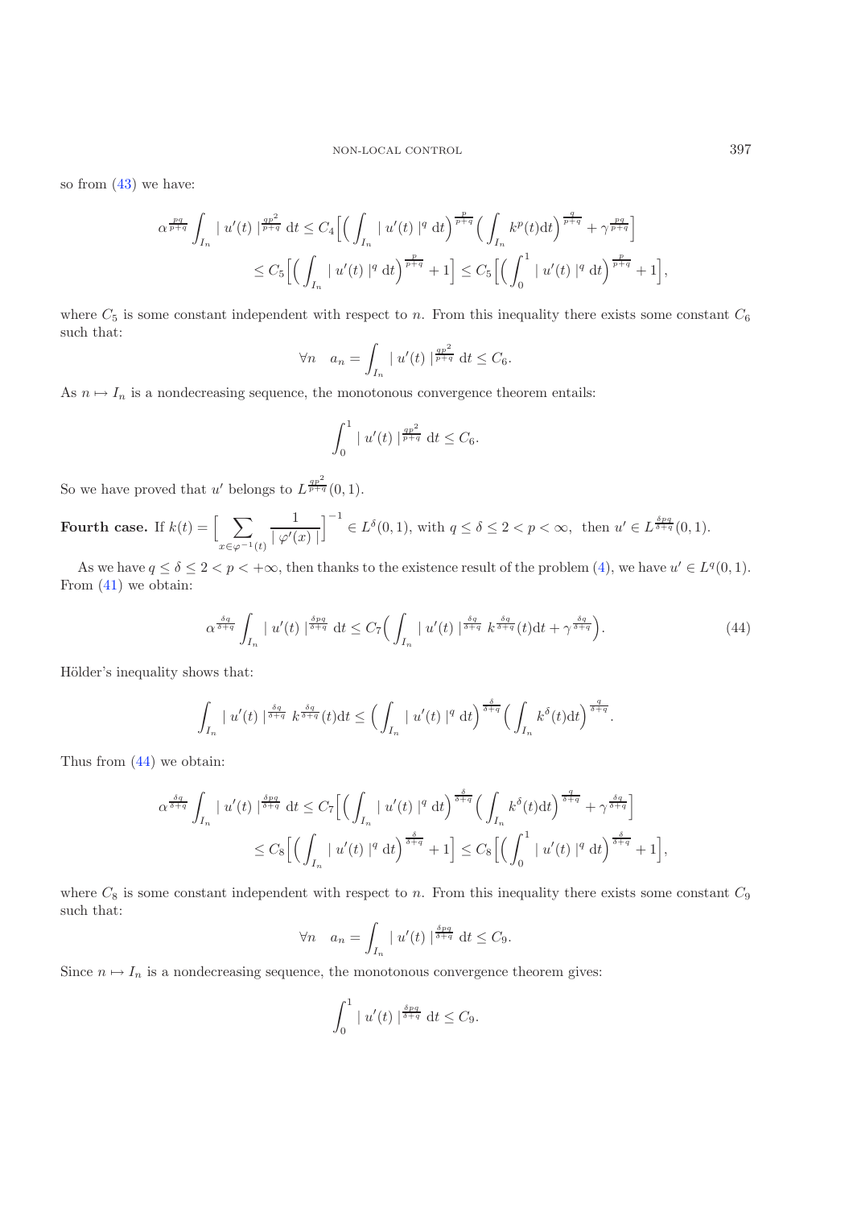so from (43) we have:

$$
\begin{aligned}
\alpha^{\frac{pq}{p+q}} \int_{I_n} | u'(t) |^{\frac{qp^2}{p+q}} \, \mathrm{d}t &\leq C_4 \Big[ \Big( \int_{I_n} | u'(t) |^q \, \mathrm{d}t \Big)^{\frac{p}{p+q}} \Big( \int_{I_n} k^p(t) \mathrm{d}t \Big)^{\frac{q}{p+q}} + \gamma^{\frac{pq}{p+q}} \Big] \\
&\leq C_5 \Big[ \Big( \int_{I_n} | u'(t) |^q \, \mathrm{d}t \Big)^{\frac{p}{p+q}} + 1 \Big] \leq C_5 \Big[ \Big( \int_0^1 | u'(t) |^q \, \mathrm{d}t \Big)^{\frac{p}{p+q}} + 1 \Big],
\end{aligned}
$$

where $C_5$ is some constant independent with respect to $n$. From this inequality there exists some constant $C_6$ such that:

$$
\forall n \quad a_n = \int_{I_n} | u'(t) |^{\frac{qp^2}{p+q}} \, \mathrm{d}t \leq C_6.
$$

As $n \mapsto I_n$ is a nondecreasing sequence, the monotonous convergence theorem entails:

$$
\int_0^1 | u'(t) |^{\frac{qp^2}{p+q}} \, \mathrm{d}t \leq C_6.
$$

So we have proved that $u'$ belongs to $L^{\frac{qp^2}{p+q}}(0,1)$.

**Fourth case.** If $k(t) = \Big[ \sum_{x \in \varphi^{-1}(t)} \dfrac{1}{| \varphi'(x) |} \Big]^{-1} \in L^{\delta}(0,1)$, with $q \leq \delta \leq 2 < p < \infty$, then $u' \in L^{\frac{\delta p q}{\delta + q}}(0,1)$.

As we have $q \leq \delta \leq 2 < p < +\infty$, then thanks to the existence result of the problem (4), we have $u' \in L^q(0,1)$. From (41) we obtain:

$$
\alpha^{\frac{\delta q}{\delta+q}} \int_{I_n} | u'(t) |^{\frac{\delta p q}{\delta+q}} \, \mathrm{d}t \leq C_7 \Big( \int_{I_n} | u'(t) |^{\frac{\delta q}{\delta+q}} \, k^{\frac{\delta q}{\delta+q}}(t) \mathrm{d}t + \gamma^{\frac{\delta q}{\delta+q}} \Big). \tag{44}
$$

Hölder's inequality shows that:

$$
\int_{I_n} | u'(t) |^{\frac{\delta q}{\delta+q}} \, k^{\frac{\delta q}{\delta+q}}(t) \mathrm{d}t \leq \Big( \int_{I_n} | u'(t) |^q \, \mathrm{d}t \Big)^{\frac{\delta}{\delta+q}} \Big( \int_{I_n} k^{\delta}(t) \mathrm{d}t \Big)^{\frac{q}{\delta+q}}.
$$

Thus from (44) we obtain:

$$
\begin{aligned}
\alpha^{\frac{\delta q}{\delta+q}} \int_{I_n} | u'(t) |^{\frac{\delta p q}{\delta+q}} \, \mathrm{d}t &\leq C_7 \Big[ \Big( \int_{I_n} | u'(t) |^q \, \mathrm{d}t \Big)^{\frac{\delta}{\delta+q}} \Big( \int_{I_n} k^{\delta}(t) \mathrm{d}t \Big)^{\frac{q}{\delta+q}} + \gamma^{\frac{\delta q}{\delta+q}} \Big] \\
&\leq C_8 \Big[ \Big( \int_{I_n} | u'(t) |^q \, \mathrm{d}t \Big)^{\frac{\delta}{\delta+q}} + 1 \Big] \leq C_8 \Big[ \Big( \int_0^1 | u'(t) |^q \, \mathrm{d}t \Big)^{\frac{\delta}{\delta+q}} + 1 \Big],
\end{aligned}
$$

where $C_8$ is some constant independent with respect to $n$. From this inequality there exists some constant $C_9$ such that:

$$
\forall n \quad a_n = \int_{I_n} | u'(t) |^{\frac{\delta p q}{\delta+q}} \, \mathrm{d}t \leq C_9.
$$

Since $n \mapsto I_n$ is a nondecreasing sequence, the monotonous convergence theorem gives:

$$
\int_0^1 | u'(t) |^{\frac{\delta p q}{\delta+q}} \, \mathrm{d}t \leq C_9.
$$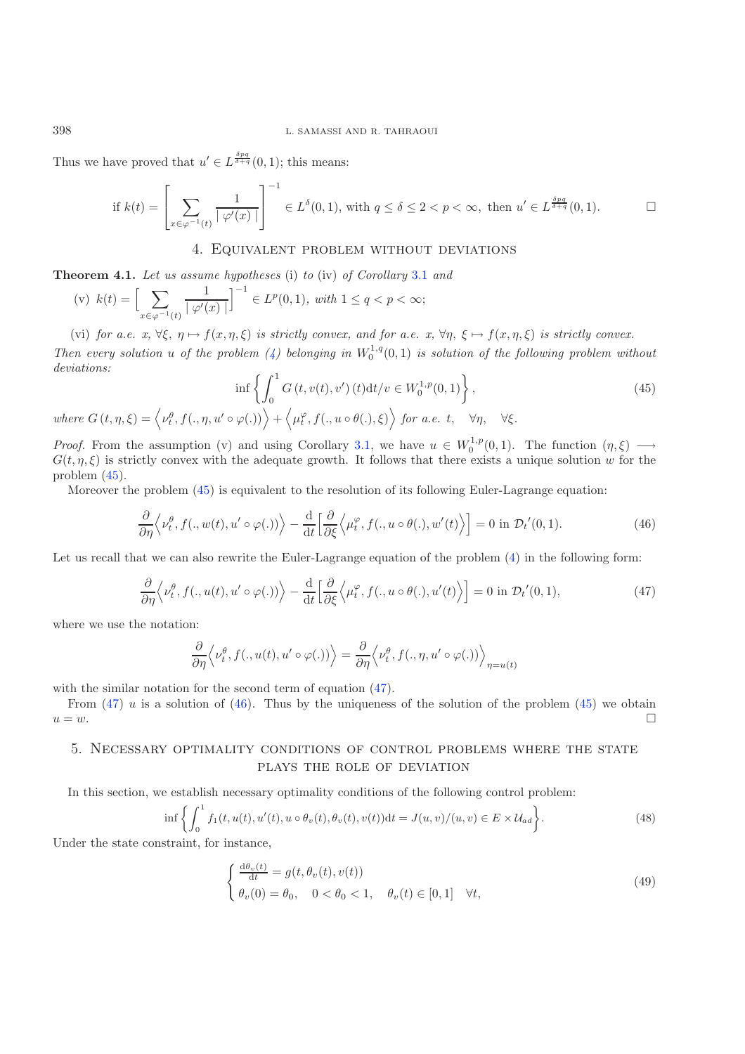Thus we have proved that $u' \in L^{\frac{\delta pq}{\delta+q}}(0,1)$; this means:

$$
\text{if } k(t) = \left[ \sum_{x\in\varphi^{-1}(t)} \frac{1}{\mid \varphi'(x) \mid} \right]^{-1} \in L^{\delta}(0,1), \text{ with } q \leq \delta \leq 2 < p < \infty, \text{ then } u' \in L^{\frac{\delta pq}{\delta+q}}(0,1). \qquad \square
$$

## 4. Equivalent problem without deviations

**Theorem 4.1.** *Let us assume hypotheses* (i) *to* (iv) *of Corollary* 3.1 *and*

(v) $k(t) = \Big[ \sum_{x\in\varphi^{-1}(t)} \frac{1}{\mid \varphi'(x) \mid} \Big]^{-1} \in L^{p}(0,1)$, *with* $1 \leq q < p < \infty$;

(vi) *for a.e.* $x$, $\forall \xi$, $\eta \mapsto f(x,\eta,\xi)$ *is strictly convex, and for a.e.* $x$, $\forall \eta$, $\xi \mapsto f(x,\eta,\xi)$ *is strictly convex.*

*Then every solution* $u$ *of the problem* (4) *belonging in* $W_0^{1,q}(0,1)$ *is solution of the following problem without deviations:*

$$
\inf \left\{ \int_0^1 G\left(t, v(t), v'\right)(t)\mathrm{d}t / v \in W_0^{1,p}(0,1) \right\}, \tag{45}
$$

*where* $G(t,\eta,\xi) = \left\langle \nu_t^{\theta}, f(.,\eta, u'\circ\varphi(.)) \right\rangle + \left\langle \mu_t^{\varphi}, f(., u\circ\theta(.), \xi) \right\rangle$ *for a.e.* $t$, $\quad \forall\eta, \quad \forall\xi$.

*Proof.* From the assumption (v) and using Corollary 3.1, we have $u \in W_0^{1,p}(0,1)$. The function $(\eta,\xi) \longrightarrow G(t,\eta,\xi)$ is strictly convex with the adequate growth. It follows that there exists a unique solution $w$ for the problem (45).

Moreover the problem (45) is equivalent to the resolution of its following Euler-Lagrange equation:

$$
\frac{\partial}{\partial\eta}\Big\langle \nu_t^{\theta}, f(., w(t), u'\circ\varphi(.)) \Big\rangle - \frac{\mathrm{d}}{\mathrm{d}t}\Big[ \frac{\partial}{\partial\xi}\Big\langle \mu_t^{\varphi}, f(., u\circ\theta(.), w'(t)\Big\rangle \Big] = 0 \text{ in } \mathcal{D}_t{}'(0,1). \tag{46}
$$

Let us recall that we can also rewrite the Euler-Lagrange equation of the problem (4) in the following form:

$$
\frac{\partial}{\partial\eta}\Big\langle \nu_t^{\theta}, f(., u(t), u'\circ\varphi(.)) \Big\rangle - \frac{\mathrm{d}}{\mathrm{d}t}\Big[ \frac{\partial}{\partial\xi}\Big\langle \mu_t^{\varphi}, f(., u\circ\theta(.), u'(t)\Big\rangle \Big] = 0 \text{ in } \mathcal{D}_t{}'(0,1), \tag{47}
$$

where we use the notation:

$$
\frac{\partial}{\partial\eta}\Big\langle \nu_t^{\theta}, f(., u(t), u'\circ\varphi(.)) \Big\rangle = \frac{\partial}{\partial\eta}\Big\langle \nu_t^{\theta}, f(., \eta, u'\circ\varphi(.)) \Big\rangle_{\eta=u(t)}
$$

with the similar notation for the second term of equation (47).

From (47) $u$ is a solution of (46). Thus by the uniqueness of the solution of the problem (45) we obtain $u = w$. $\square$

## 5. Necessary optimality conditions of control problems where the state plays the role of deviation

In this section, we establish necessary optimality conditions of the following control problem:

$$
\inf\left\{ \int_0^1 f_1(t, u(t), u'(t), u\circ\theta_v(t), \theta_v(t), v(t))\mathrm{d}t = J(u,v)/(u,v) \in E \times \mathcal{U}_{ad} \right\}. \tag{48}
$$

Under the state constraint, for instance,

$$
\begin{cases} \frac{\mathrm{d}\theta_v(t)}{\mathrm{d}t} = g(t, \theta_v(t), v(t)) \\ \theta_v(0) = \theta_0, \quad 0 < \theta_0 < 1, \quad \theta_v(t) \in [0,1] \quad \forall t, \end{cases} \tag{49}
$$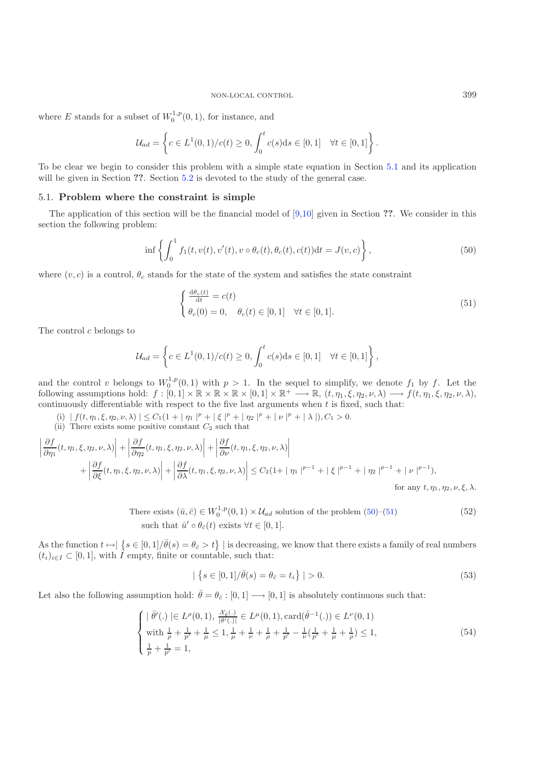where $E$ stands for a subset of $W_0^{1,p}(0,1)$, for instance, and

$$\mathcal{U}_{ad} = \left\{ c \in L^1(0,1)/c(t) \geq 0, \int_0^t c(s)\mathrm{d}s \in [0,1] \quad \forall t \in [0,1] \right\}.$$

To be clear we begin to consider this problem with a simple state equation in Section 5.1 and its application will be given in Section **??**. Section 5.2 is devoted to the study of the general case.

### 5.1. **Problem where the constraint is simple**

The application of this section will be the financial model of [9,10] given in Section **??**. We consider in this section the following problem:

$$\inf \left\{ \int_0^1 f_1(t, v(t), v'(t), v \circ \theta_c(t), \theta_c(t), c(t))\mathrm{d}t = J(v,c) \right\}, \tag{50}$$

where $(v,c)$ is a control, $\theta_c$ stands for the state of the system and satisfies the state constraint

$$\begin{cases} \frac{\mathrm{d}\theta_c(t)}{\mathrm{d}t} = c(t) \\ \theta_c(0) = 0, \quad \theta_c(t) \in [0,1] \quad \forall t \in [0,1]. \end{cases} \tag{51}$$

The control $c$ belongs to

$$\mathcal{U}_{ad} = \left\{ c \in L^1(0,1)/c(t) \geq 0, \int_0^t c(s)\mathrm{d}s \in [0,1] \quad \forall t \in [0,1] \right\},$$

and the control $v$ belongs to $W_0^{1,p}(0,1)$ with $p > 1$. In the sequel to simplify, we denote $f_1$ by $f$. Let the following assumptions hold: $f : [0,1] \times \mathbb{R} \times \mathbb{R} \times \mathbb{R} \times [0,1] \times \mathbb{R}^+ \longrightarrow \mathbb{R}$, $(t, \eta_1, \xi, \eta_2, \nu, \lambda) \longrightarrow f(t, \eta_1, \xi, \eta_2, \nu, \lambda)$, continuously differentiable with respect to the five last arguments when $t$ is fixed, such that:

(i) $| f(t, \eta_1, \xi, \eta_2, \nu, \lambda) | \leq C_1(1 + | \eta_1 |^p + | \xi |^p + | \eta_2 |^p + | \nu |^p + | \lambda |), C_1 > 0.$

(ii) There exists some positive constant $C_2$ such that

$$\left| \frac{\partial f}{\partial \eta_1}(t, \eta_1, \xi, \eta_2, \nu, \lambda) \right| + \left| \frac{\partial f}{\partial \eta_2}(t, \eta_1, \xi, \eta_2, \nu, \lambda) \right| + \left| \frac{\partial f}{\partial \nu}(t, \eta_1, \xi, \eta_2, \nu, \lambda) \right|$$
$$+ \left| \frac{\partial f}{\partial \xi}(t, \eta_1, \xi, \eta_2, \nu, \lambda) \right| + \left| \frac{\partial f}{\partial \lambda}(t, \eta_1, \xi, \eta_2, \nu, \lambda) \right| \leq C_2(1 + | \eta_1 |^{p-1} + | \xi |^{p-1} + | \eta_2 |^{p-1} + | \nu |^{p-1}),$$

for any $t, \eta_1, \eta_2, \nu, \xi, \lambda$.

$$\text{There exists } (\bar{u}, \bar{c}) \in W_0^{1,p}(0,1) \times \mathcal{U}_{ad} \text{ solution of the problem (50)–(51)} \quad \text{such that } \bar{u}' \circ \theta_{\bar{c}}(t) \text{ exists } \forall t \in [0,1]. \tag{52}$$

As the function $t \mapsto | \left\{ s \in [0,1]/\bar{\theta}(s) = \theta_{\bar{c}} > t \right\} |$ is decreasing, we know that there exists a family of real numbers $(t_i)_{i \in I} \subset [0,1]$, with $I$ empty, finite or countable, such that:

$$| \left\{ s \in [0,1]/\bar{\theta}(s) = \theta_{\bar{c}} = t_i \right\} | > 0. \tag{53}$$

Let also the following assumption hold: $\bar{\theta} = \theta_{\bar{c}} : [0,1] \longrightarrow [0,1]$ is absolutely continuous such that:

$$\begin{cases} | \bar{\theta}'(.) | \in L^\rho(0,1), \frac{\mathcal{X}_{\bar{\theta}}(.)}{|\bar{\theta}'(.)|} \in L^\mu(0,1), \mathrm{card}(\bar{\theta}^{-1}(.)) \in L^\nu(0,1) \\ \text{with } \frac{1}{\rho} + \frac{1}{p'} + \frac{1}{\mu} \leq 1, \frac{1}{\mu} + \frac{1}{\nu} + \frac{1}{\rho} + \frac{1}{p'} - \frac{1}{\nu}(\frac{1}{p'} + \frac{1}{\mu} + \frac{1}{\rho}) \leq 1, \\ \frac{1}{p} + \frac{1}{p'} = 1, \end{cases} \tag{54}$$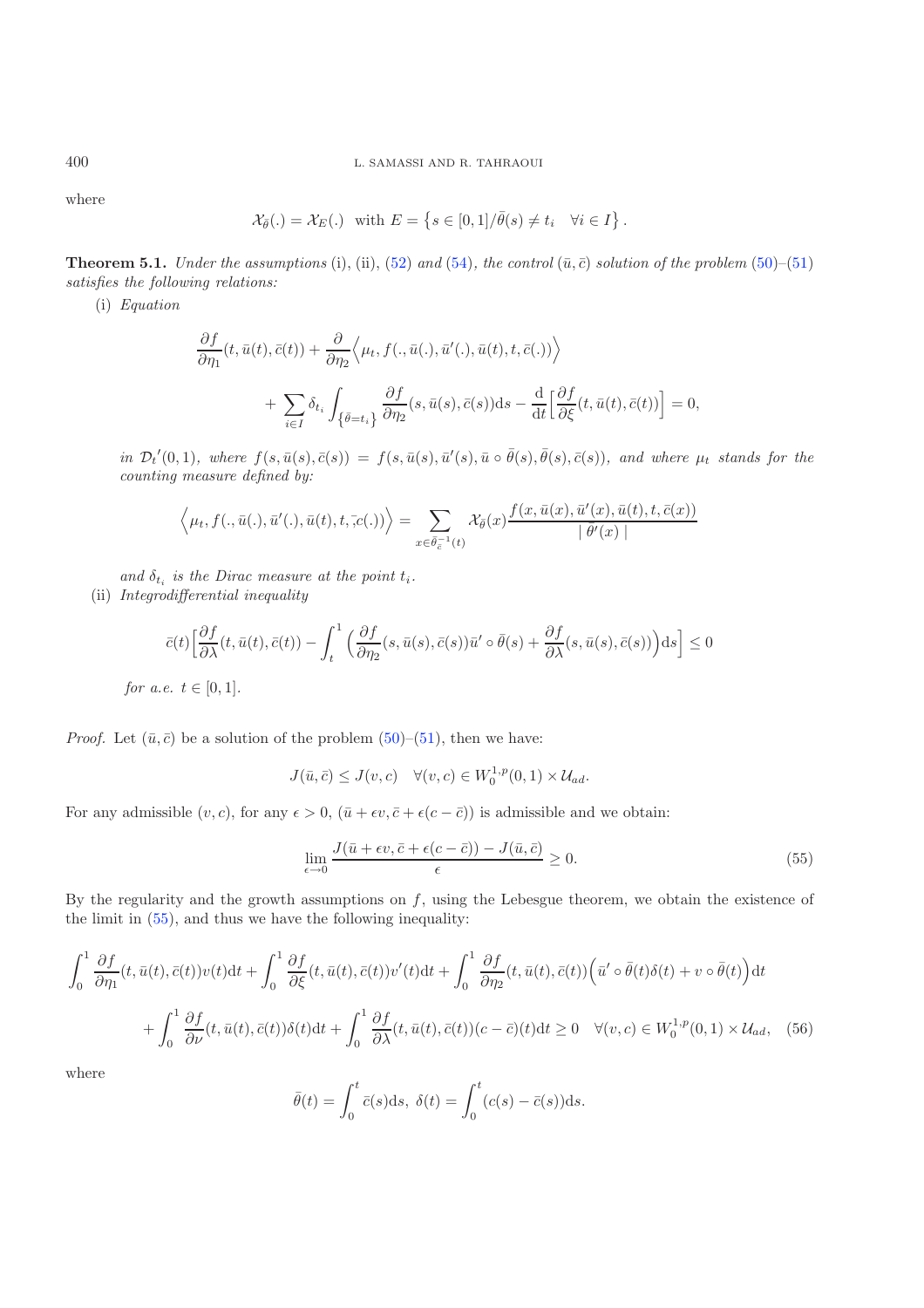where

$$\mathcal{X}_{\bar\theta}(.) = \mathcal{X}_E(.) \quad \text{with } E = \left\{ s \in [0,1] / \bar\theta(s) \neq t_i \quad \forall i \in I \right\}.$$

**Theorem 5.1.** *Under the assumptions* (i), (ii), (52) *and* (54), *the control* $(\bar u, \bar c)$ *solution of the problem* (50)–(51) *satisfies the following relations:*

(i) *Equation*

$$\frac{\partial f}{\partial \eta_1}(t, \bar u(t), \bar c(t)) + \frac{\partial}{\partial \eta_2}\Big\langle \mu_t, f(., \bar u(.), \bar u'(.), \bar u(t), t, \bar c(.))\Big\rangle$$
$$+ \sum_{i \in I} \delta_{t_i} \int_{\{\bar\theta = t_i\}} \frac{\partial f}{\partial \eta_2}(s, \bar u(s), \bar c(s)) \mathrm{d}s - \frac{\mathrm{d}}{\mathrm{d}t}\Big[\frac{\partial f}{\partial \xi}(t, \bar u(t), \bar c(t))\Big] = 0,$$

*in* $\mathcal{D}_t{}'(0,1)$, *where* $f(s, \bar u(s), \bar c(s)) = f(s, \bar u(s), \bar u'(s), \bar u \circ \bar\theta(s), \bar\theta(s), \bar c(s))$, *and where* $\mu_t$ *stands for the counting measure defined by:*

$$\Big\langle \mu_t, f(., \bar u(.), \bar u'(.), \bar u(t), t, \bar c(.))\Big\rangle = \sum_{x \in \bar\theta_{\bar c}^{-1}(t)} \mathcal{X}_{\bar\theta}(x) \frac{f(x, \bar u(x), \bar u'(x), \bar u(t), t, \bar c(x))}{\mid \bar\theta'(x) \mid}$$

*and* $\delta_{t_i}$ *is the Dirac measure at the point* $t_i$.

(ii) *Integrodifferential inequality*

$$\bar c(t)\Big[\frac{\partial f}{\partial \lambda}(t, \bar u(t), \bar c(t)) - \int_t^1 \Big(\frac{\partial f}{\partial \eta_2}(s, \bar u(s), \bar c(s))\bar u' \circ \bar\theta(s) + \frac{\partial f}{\partial \lambda}(s, \bar u(s), \bar c(s))\Big)\mathrm{d}s\Big] \leq 0$$

*for a.e.* $t \in [0,1]$.

*Proof.* Let $(\bar u, \bar c)$ be a solution of the problem (50)–(51), then we have:

$$J(\bar u, \bar c) \leq J(v, c) \quad \forall (v, c) \in W_0^{1,p}(0,1) \times \mathcal{U}_{ad}.$$

For any admissible $(v, c)$, for any $\epsilon > 0$, $(\bar u + \epsilon v, \bar c + \epsilon(c - \bar c))$ is admissible and we obtain:

$$\lim_{\epsilon \to 0} \frac{J(\bar u + \epsilon v, \bar c + \epsilon(c - \bar c)) - J(\bar u, \bar c)}{\epsilon} \geq 0. \tag{55}$$

By the regularity and the growth assumptions on $f$, using the Lebesgue theorem, we obtain the existence of the limit in (55), and thus we have the following inequality:

$$\int_0^1 \frac{\partial f}{\partial \eta_1}(t, \bar u(t), \bar c(t))v(t)\mathrm{d}t + \int_0^1 \frac{\partial f}{\partial \xi}(t, \bar u(t), \bar c(t))v'(t)\mathrm{d}t + \int_0^1 \frac{\partial f}{\partial \eta_2}(t, \bar u(t), \bar c(t))\Big(\bar u' \circ \bar\theta(t)\delta(t) + v \circ \bar\theta(t)\Big)\mathrm{d}t$$
$$+ \int_0^1 \frac{\partial f}{\partial \nu}(t, \bar u(t), \bar c(t))\delta(t)\mathrm{d}t + \int_0^1 \frac{\partial f}{\partial \lambda}(t, \bar u(t), \bar c(t))(c - \bar c)(t)\mathrm{d}t \geq 0 \quad \forall (v, c) \in W_0^{1,p}(0,1) \times \mathcal{U}_{ad}, \tag{56}$$

where

$$\bar\theta(t) = \int_0^t \bar c(s)\mathrm{d}s, \; \delta(t) = \int_0^t (c(s) - \bar c(s))\mathrm{d}s.$$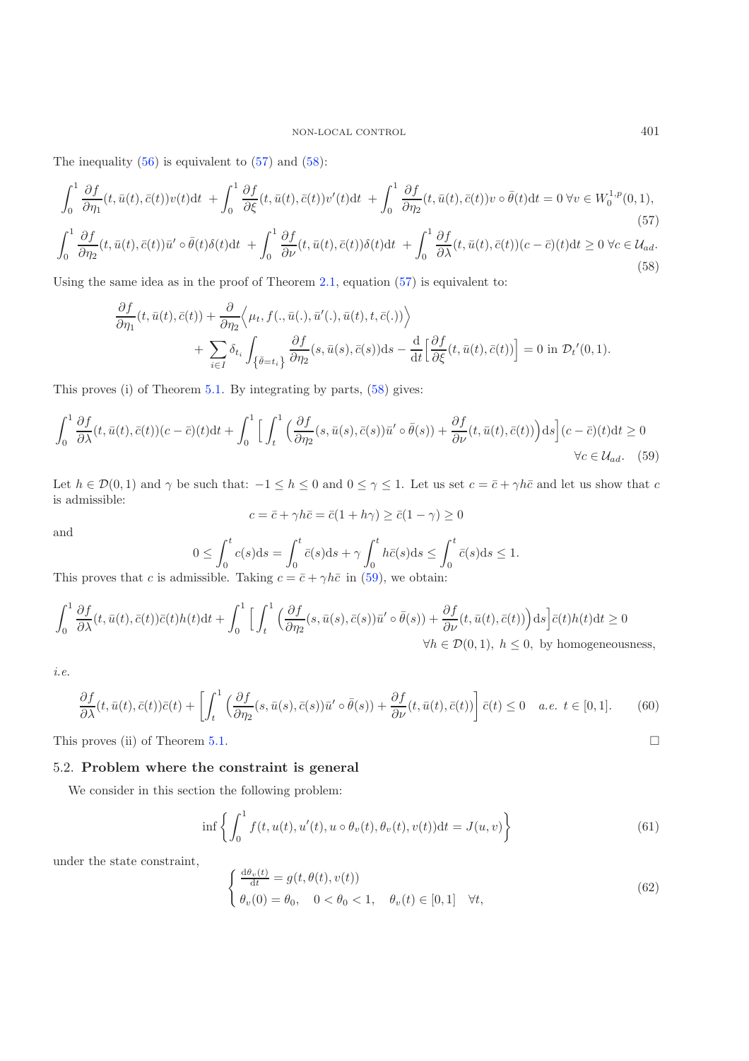The inequality (56) is equivalent to (57) and (58):

$$\int_0^1 \frac{\partial f}{\partial \eta_1}(t,\bar{u}(t),\bar{c}(t))v(t)\mathrm{d}t \;+\int_0^1 \frac{\partial f}{\partial \xi}(t,\bar{u}(t),\bar{c}(t))v'(t)\mathrm{d}t \;+\int_0^1 \frac{\partial f}{\partial \eta_2}(t,\bar{u}(t),\bar{c}(t))v\circ\bar{\theta}(t)\mathrm{d}t = 0 \;\forall v \in W_0^{1,p}(0,1), \tag{57}$$

$$\int_0^1 \frac{\partial f}{\partial \eta_2}(t,\bar{u}(t),\bar{c}(t))\bar{u}'\circ\bar{\theta}(t)\delta(t)\mathrm{d}t \;+\int_0^1 \frac{\partial f}{\partial \nu}(t,\bar{u}(t),\bar{c}(t))\delta(t)\mathrm{d}t \;+\int_0^1 \frac{\partial f}{\partial \lambda}(t,\bar{u}(t),\bar{c}(t))(c-\bar{c})(t)\mathrm{d}t \geq 0 \;\forall c \in \mathcal{U}_{ad}. \tag{58}$$

Using the same idea as in the proof of Theorem 2.1, equation (57) is equivalent to:

$$\frac{\partial f}{\partial \eta_1}(t,\bar{u}(t),\bar{c}(t)) + \frac{\partial}{\partial \eta_2}\Big\langle \mu_t, f(.,\bar{u}(.),\bar{u}'(.),\bar{u}(t),t,\bar{c}(.))\Big\rangle + \sum_{i\in I}\delta_{t_i}\int_{\{\bar{\theta}=t_i\}}\frac{\partial f}{\partial \eta_2}(s,\bar{u}(s),\bar{c}(s))\mathrm{d}s - \frac{\mathrm{d}}{\mathrm{d}t}\Big[\frac{\partial f}{\partial \xi}(t,\bar{u}(t),\bar{c}(t))\Big] = 0 \text{ in } \mathcal{D}_t'(0,1).$$

This proves (i) of Theorem 5.1. By integrating by parts, (58) gives:

$$\int_0^1 \frac{\partial f}{\partial \lambda}(t,\bar{u}(t),\bar{c}(t))(c-\bar{c})(t)\mathrm{d}t + \int_0^1 \Big[\int_t^1 \Big(\frac{\partial f}{\partial \eta_2}(s,\bar{u}(s),\bar{c}(s))\bar{u}'\circ\bar{\theta}(s)) + \frac{\partial f}{\partial \nu}(t,\bar{u}(t),\bar{c}(t))\Big)\mathrm{d}s\Big](c-\bar{c})(t)\mathrm{d}t \geq 0 \quad \forall c \in \mathcal{U}_{ad}. \tag{59}$$

Let $h \in \mathcal{D}(0,1)$ and $\gamma$ be such that: $-1 \leq h \leq 0$ and $0 \leq \gamma \leq 1$. Let us set $c = \bar{c} + \gamma h\bar{c}$ and let us show that $c$ is admissible:

$$c = \bar{c} + \gamma h\bar{c} = \bar{c}(1+h\gamma) \geq \bar{c}(1-\gamma) \geq 0$$

and

$$0 \leq \int_0^t c(s)\mathrm{d}s = \int_0^t \bar{c}(s)\mathrm{d}s + \gamma\int_0^t h\bar{c}(s)\mathrm{d}s \leq \int_0^t \bar{c}(s)\mathrm{d}s \leq 1.$$

This proves that $c$ is admissible. Taking $c = \bar{c} + \gamma h\bar{c}$ in (59), we obtain:

$$\int_0^1 \frac{\partial f}{\partial \lambda}(t,\bar{u}(t),\bar{c}(t))\bar{c}(t)h(t)\mathrm{d}t + \int_0^1 \Big[\int_t^1 \Big(\frac{\partial f}{\partial \eta_2}(s,\bar{u}(s),\bar{c}(s))\bar{u}'\circ\bar{\theta}(s)) + \frac{\partial f}{\partial \nu}(t,\bar{u}(t),\bar{c}(t))\Big)\mathrm{d}s\Big]\bar{c}(t)h(t)\mathrm{d}t \geq 0$$
$$\forall h \in \mathcal{D}(0,1),\; h \leq 0, \text{ by homogeneousness},$$

*i.e.*

$$\frac{\partial f}{\partial \lambda}(t,\bar{u}(t),\bar{c}(t))\bar{c}(t) + \Big[\int_t^1 \Big(\frac{\partial f}{\partial \eta_2}(s,\bar{u}(s),\bar{c}(s))\bar{u}'\circ\bar{\theta}(s)) + \frac{\partial f}{\partial \nu}(t,\bar{u}(t),\bar{c}(t))\Big]\bar{c}(t) \leq 0 \quad a.e.\; t \in [0,1]. \tag{60}$$

This proves (ii) of Theorem 5.1. $\square$

### 5.2. **Problem where the constraint is general**

We consider in this section the following problem:

$$\inf\left\{\int_0^1 f(t,u(t),u'(t),u\circ\theta_v(t),\theta_v(t),v(t))\mathrm{d}t = J(u,v)\right\} \tag{61}$$

under the state constraint,

$$\begin{cases} \frac{\mathrm{d}\theta_v(t)}{\mathrm{d}t} = g(t,\theta(t),v(t)) \\ \theta_v(0) = \theta_0, \quad 0 < \theta_0 < 1, \quad \theta_v(t) \in [0,1] \quad \forall t, \end{cases} \tag{62}$$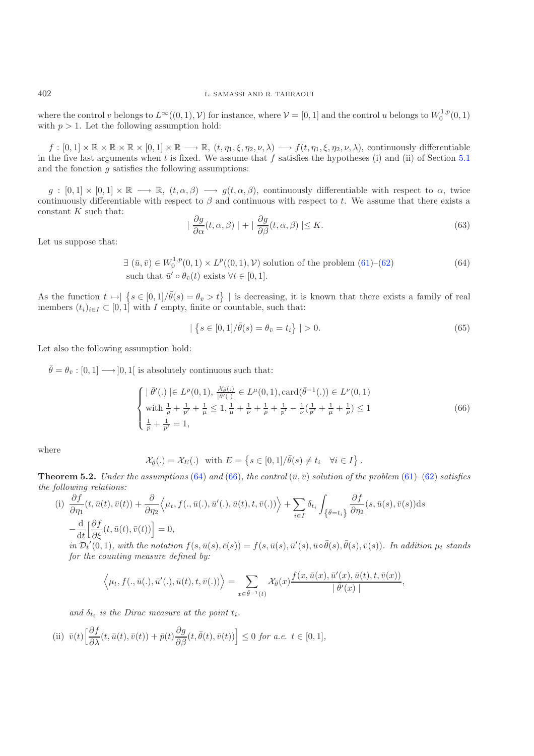where the control $v$ belongs to $L^{\infty}((0,1),\mathcal{V})$ for instance, where $\mathcal{V}=[0,1]$ and the control $u$ belongs to $W_0^{1,p}(0,1)$ with $p>1$. Let the following assumption hold:

$f:[0,1]\times\mathbb{R}\times\mathbb{R}\times\mathbb{R}\times[0,1]\times\mathbb{R}\longrightarrow\mathbb{R}$, $(t,\eta_1,\xi,\eta_2,\nu,\lambda)\longrightarrow f(t,\eta_1,\xi,\eta_2,\nu,\lambda)$, continuously differentiable in the five last arguments when $t$ is fixed. We assume that $f$ satisfies the hypotheses (i) and (ii) of Section 5.1 and the fonction $g$ satisfies the following assumptions:

$g:[0,1]\times[0,1]\times\mathbb{R}\longrightarrow\mathbb{R}$, $(t,\alpha,\beta)\longrightarrow g(t,\alpha,\beta)$, continuously differentiable with respect to $\alpha$, twice continuously differentiable with respect to $\beta$ and continuous with respect to $t$. We assume that there exists a constant $K$ such that:

$$\mid\frac{\partial g}{\partial\alpha}(t,\alpha,\beta)\mid+\mid\frac{\partial g}{\partial\beta}(t,\alpha,\beta)\mid\leq K. \tag{63}$$

Let us suppose that:

$$\begin{aligned}&\exists\,(\bar u,\bar v)\in W_0^{1,p}(0,1)\times L^p((0,1),\mathcal{V})\text{ solution of the problem (61)–(62)}\\&\text{such that }\bar u'\circ\theta_{\bar v}(t)\text{ exists }\forall t\in[0,1].\end{aligned} \tag{64}$$

As the function $t\mapsto\mid\left\{s\in[0,1]/\bar\theta(s)=\theta_{\bar v}>t\right\}\mid$ is decreasing, it is known that there exists a family of real members $(t_i)_{i\in I}\subset[0,1]$ with $I$ empty, finite or countable, such that:

$$\mid\left\{s\in[0,1]/\bar\theta(s)=\theta_{\bar v}=t_i\right\}\mid>0. \tag{65}$$

Let also the following assumption hold:

$\bar\theta=\theta_{\bar v}:[0,1]\longrightarrow]0,1[$ is absolutely continuous such that:

$$\begin{cases}\mid\bar\theta'(.)\mid\in L^{\rho}(0,1),\ \frac{\mathcal{X}_{\bar\theta}(.)}{\mid\bar\theta'(.)\mid}\in L^{\mu}(0,1),\operatorname{card}(\bar\theta^{-1}(.))\in L^{\nu}(0,1)\\ \text{with }\frac{1}{\rho}+\frac{1}{p'}+\frac{1}{\mu}\leq 1,\frac{1}{\mu}+\frac{1}{\nu}+\frac{1}{\rho}+\frac{1}{p'}-\frac{1}{\nu}(\frac{1}{p'}+\frac{1}{\mu}+\frac{1}{\rho})\leq 1\\ \frac{1}{p}+\frac{1}{p'}=1,\end{cases} \tag{66}$$

where

$$\mathcal{X}_{\bar\theta}(.)=\mathcal{X}_E(.)\quad\text{with } E=\left\{s\in[0,1]/\bar\theta(s)\neq t_i\quad\forall i\in I\right\}.$$

**Theorem 5.2.** *Under the assumptions (64) and (66), the control $(\bar u,\bar v)$ solution of the problem (61)–(62) satisfies the following relations:*

(i) $$\frac{\partial f}{\partial\eta_1}(t,\bar u(t),\bar v(t))+\frac{\partial}{\partial\eta_2}\Big\langle\mu_t,f(.,\bar u(.),\bar u'(.),\bar u(t),t,\bar v(.))\Big\rangle+\sum_{i\in I}\delta_{t_i}\int_{\{\bar\theta=t_i\}}\frac{\partial f}{\partial\eta_2}(s,\bar u(s),\bar v(s))\mathrm{d}s-\frac{\mathrm{d}}{\mathrm{d}t}\Big[\frac{\partial f}{\partial\xi}(t,\bar u(t),\bar v(t))\Big]=0,$$

*in $\mathcal{D}_t{}'(0,1)$, with the notation $f(s,\bar u(s),\bar c(s))=f(s,\bar u(s),\bar u'(s),\bar u\circ\bar\theta(s),\bar\theta(s),\bar v(s))$. In addition $\mu_t$ stands for the counting measure defined by:*

$$\Big\langle\mu_t,f(.,\bar u(.),\bar u'(.),\bar u(t),t,\bar v(.))\Big\rangle=\sum_{x\in\bar\theta^{-1}(t)}\mathcal{X}_{\bar\theta}(x)\frac{f(x,\bar u(x),\bar u'(x),\bar u(t),t,\bar v(x))}{\mid\bar\theta'(x)\mid},$$

*and $\delta_{t_i}$ is the Dirac measure at the point $t_i$.*

(ii) $\bar v(t)\Big[\frac{\partial f}{\partial\lambda}(t,\bar u(t),\bar v(t))+\bar p(t)\frac{\partial g}{\partial\beta}(t,\bar\theta(t),\bar v(t))\Big]\leq 0$ *for a.e. $t\in[0,1]$,*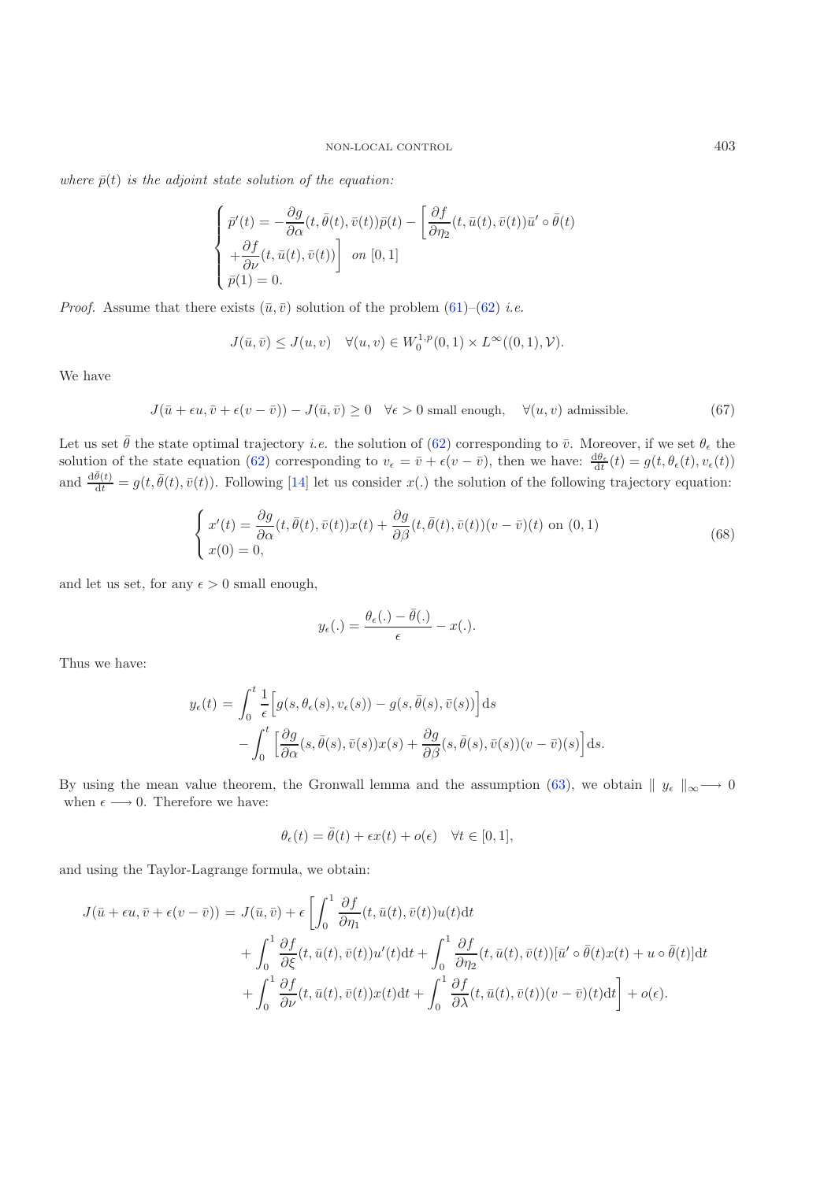*where $\bar{p}(t)$ is the adjoint state solution of the equation:*

$$
\begin{cases}
\bar{p}'(t) = -\dfrac{\partial g}{\partial \alpha}(t, \bar{\theta}(t), \bar{v}(t))\bar{p}(t) - \left[\dfrac{\partial f}{\partial \eta_2}(t, \bar{u}(t), \bar{v}(t))\bar{u}' \circ \bar{\theta}(t)\right. \\
\left. + \dfrac{\partial f}{\partial \nu}(t, \bar{u}(t), \bar{v}(t))\right] \quad \text{on } [0,1] \\
\bar{p}(1) = 0.
\end{cases}
$$

*Proof.* Assume that there exists $(\bar{u}, \bar{v})$ solution of the problem (61)–(62) *i.e.*

$$
J(\bar{u}, \bar{v}) \leq J(u, v) \quad \forall (u, v) \in W_0^{1,p}(0,1) \times L^\infty((0,1), \mathcal{V}).
$$

We have

$$
J(\bar{u} + \epsilon u, \bar{v} + \epsilon(v - \bar{v})) - J(\bar{u}, \bar{v}) \geq 0 \quad \forall \epsilon > 0 \text{ small enough}, \quad \forall (u, v) \text{ admissible.} \tag{67}
$$

Let us set $\bar{\theta}$ the state optimal trajectory *i.e.* the solution of (62) corresponding to $\bar{v}$. Moreover, if we set $\theta_\epsilon$ the solution of the state equation (62) corresponding to $v_\epsilon = \bar{v} + \epsilon(v - \bar{v})$, then we have: $\frac{\mathrm{d}\theta_\epsilon}{\mathrm{d}t}(t) = g(t, \theta_\epsilon(t), v_\epsilon(t))$ and $\frac{\mathrm{d}\bar{\theta}(t)}{\mathrm{d}t} = g(t, \bar{\theta}(t), \bar{v}(t))$. Following [14] let us consider $x(.)$ the solution of the following trajectory equation:

$$
\begin{cases}
x'(t) = \dfrac{\partial g}{\partial \alpha}(t, \bar{\theta}(t), \bar{v}(t))x(t) + \dfrac{\partial g}{\partial \beta}(t, \bar{\theta}(t), \bar{v}(t))(v - \bar{v})(t) \text{ on } (0,1) \\
x(0) = 0,
\end{cases} \tag{68}
$$

and let us set, for any $\epsilon > 0$ small enough,

$$
y_\epsilon(.) = \frac{\theta_\epsilon(.) - \bar{\theta}(.)}{\epsilon} - x(.).
$$

Thus we have:

$$
\begin{aligned}
y_\epsilon(t) = &\int_0^t \frac{1}{\epsilon}\Big[g(s, \theta_\epsilon(s), v_\epsilon(s)) - g(s, \bar{\theta}(s), \bar{v}(s))\Big]\mathrm{d}s \\
&- \int_0^t \Big[\frac{\partial g}{\partial \alpha}(s, \bar{\theta}(s), \bar{v}(s))x(s) + \frac{\partial g}{\partial \beta}(s, \bar{\theta}(s), \bar{v}(s))(v - \bar{v})(s)\Big]\mathrm{d}s.
\end{aligned}
$$

By using the mean value theorem, the Gronwall lemma and the assumption (63), we obtain $\| y_\epsilon \|_\infty \longrightarrow 0$ when $\epsilon \longrightarrow 0$. Therefore we have:

$$
\theta_\epsilon(t) = \bar{\theta}(t) + \epsilon x(t) + o(\epsilon) \quad \forall t \in [0,1],
$$

and using the Taylor-Lagrange formula, we obtain:

$$
\begin{aligned}
J(\bar{u} + \epsilon u, \bar{v} + \epsilon(v - \bar{v})) = J(\bar{u}, \bar{v}) + \epsilon &\left[\int_0^1 \frac{\partial f}{\partial \eta_1}(t, \bar{u}(t), \bar{v}(t))u(t)\mathrm{d}t\right. \\
&+ \int_0^1 \frac{\partial f}{\partial \xi}(t, \bar{u}(t), \bar{v}(t))u'(t)\mathrm{d}t + \int_0^1 \frac{\partial f}{\partial \eta_2}(t, \bar{u}(t), \bar{v}(t))[\bar{u}' \circ \bar{\theta}(t)x(t) + u \circ \bar{\theta}(t)]\mathrm{d}t \\
&\left.+ \int_0^1 \frac{\partial f}{\partial \nu}(t, \bar{u}(t), \bar{v}(t))x(t)\mathrm{d}t + \int_0^1 \frac{\partial f}{\partial \lambda}(t, \bar{u}(t), \bar{v}(t))(v - \bar{v})(t)\mathrm{d}t\right] + o(\epsilon).
\end{aligned}
$$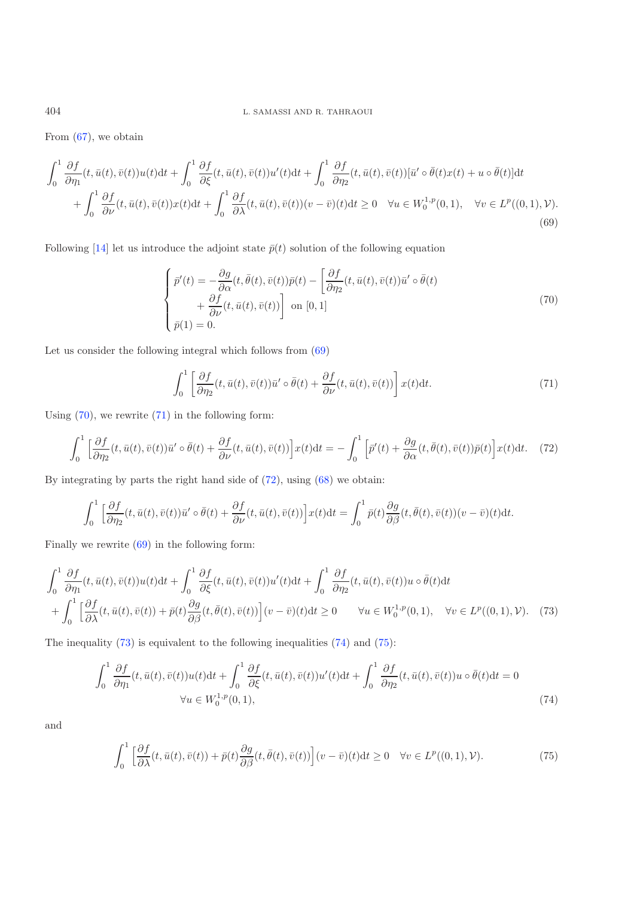From (67), we obtain

$$
\begin{aligned}
&\int_0^1 \frac{\partial f}{\partial \eta_1}(t,\bar{u}(t),\bar{v}(t))u(t)\mathrm{d}t + \int_0^1 \frac{\partial f}{\partial \xi}(t,\bar{u}(t),\bar{v}(t))u'(t)\mathrm{d}t + \int_0^1 \frac{\partial f}{\partial \eta_2}(t,\bar{u}(t),\bar{v}(t))[\bar{u}'\circ\bar{\theta}(t)x(t) + u\circ\bar{\theta}(t)]\mathrm{d}t \\
&\quad + \int_0^1 \frac{\partial f}{\partial \nu}(t,\bar{u}(t),\bar{v}(t))x(t)\mathrm{d}t + \int_0^1 \frac{\partial f}{\partial \lambda}(t,\bar{u}(t),\bar{v}(t))(v-\bar{v})(t)\mathrm{d}t \geq 0 \quad \forall u \in W_0^{1,p}(0,1), \quad \forall v \in L^p((0,1),\mathcal{V}).
\end{aligned} \tag{69}
$$

Following [14] let us introduce the adjoint state $\bar{p}(t)$ solution of the following equation

$$
\begin{cases}
\bar{p}'(t) = -\dfrac{\partial g}{\partial \alpha}(t,\bar{\theta}(t),\bar{v}(t))\bar{p}(t) - \left[\dfrac{\partial f}{\partial \eta_2}(t,\bar{u}(t),\bar{v}(t))\bar{u}'\circ\bar{\theta}(t)\right. \\
\qquad\qquad \left. + \dfrac{\partial f}{\partial \nu}(t,\bar{u}(t),\bar{v}(t))\right] \text{ on } [0,1] \\
\bar{p}(1) = 0.
\end{cases} \tag{70}
$$

Let us consider the following integral which follows from (69)

$$
\int_0^1 \left[\frac{\partial f}{\partial \eta_2}(t,\bar{u}(t),\bar{v}(t))\bar{u}'\circ\bar{\theta}(t) + \frac{\partial f}{\partial \nu}(t,\bar{u}(t),\bar{v}(t))\right] x(t)\mathrm{d}t. \tag{71}
$$

Using (70), we rewrite (71) in the following form:

$$
\int_0^1 \left[\frac{\partial f}{\partial \eta_2}(t,\bar{u}(t),\bar{v}(t))\bar{u}'\circ\bar{\theta}(t) + \frac{\partial f}{\partial \nu}(t,\bar{u}(t),\bar{v}(t))\right]x(t)\mathrm{d}t = -\int_0^1 \left[\bar{p}'(t) + \frac{\partial g}{\partial \alpha}(t,\bar{\theta}(t),\bar{v}(t))\bar{p}(t)\right]x(t)\mathrm{d}t. \tag{72}
$$

By integrating by parts the right hand side of (72), using (68) we obtain:

$$
\int_0^1 \left[\frac{\partial f}{\partial \eta_2}(t,\bar{u}(t),\bar{v}(t))\bar{u}'\circ\bar{\theta}(t) + \frac{\partial f}{\partial \nu}(t,\bar{u}(t),\bar{v}(t))\right]x(t)\mathrm{d}t = \int_0^1 \bar{p}(t)\frac{\partial g}{\partial \beta}(t,\bar{\theta}(t),\bar{v}(t))(v-\bar{v})(t)\mathrm{d}t.
$$

Finally we rewrite (69) in the following form:

$$
\begin{aligned}
&\int_0^1 \frac{\partial f}{\partial \eta_1}(t,\bar{u}(t),\bar{v}(t))u(t)\mathrm{d}t + \int_0^1 \frac{\partial f}{\partial \xi}(t,\bar{u}(t),\bar{v}(t))u'(t)\mathrm{d}t + \int_0^1 \frac{\partial f}{\partial \eta_2}(t,\bar{u}(t),\bar{v}(t))u\circ\bar{\theta}(t)\mathrm{d}t \\
&+ \int_0^1 \left[\frac{\partial f}{\partial \lambda}(t,\bar{u}(t),\bar{v}(t)) + \bar{p}(t)\frac{\partial g}{\partial \beta}(t,\bar{\theta}(t),\bar{v}(t))\right](v-\bar{v})(t)\mathrm{d}t \geq 0 \qquad \forall u \in W_0^{1,p}(0,1), \quad \forall v \in L^p((0,1),\mathcal{V}).
\end{aligned} \tag{73}
$$

The inequality (73) is equivalent to the following inequalities (74) and (75):

$$
\begin{aligned}
&\int_0^1 \frac{\partial f}{\partial \eta_1}(t,\bar{u}(t),\bar{v}(t))u(t)\mathrm{d}t + \int_0^1 \frac{\partial f}{\partial \xi}(t,\bar{u}(t),\bar{v}(t))u'(t)\mathrm{d}t + \int_0^1 \frac{\partial f}{\partial \eta_2}(t,\bar{u}(t),\bar{v}(t))u\circ\bar{\theta}(t)\mathrm{d}t = 0 \\
&\forall u \in W_0^{1,p}(0,1),
\end{aligned} \tag{74}
$$

and

$$
\int_0^1 \left[\frac{\partial f}{\partial \lambda}(t,\bar{u}(t),\bar{v}(t)) + \bar{p}(t)\frac{\partial g}{\partial \beta}(t,\bar{\theta}(t),\bar{v}(t))\right](v-\bar{v})(t)\mathrm{d}t \geq 0 \quad \forall v \in L^p((0,1),\mathcal{V}). \tag{75}
$$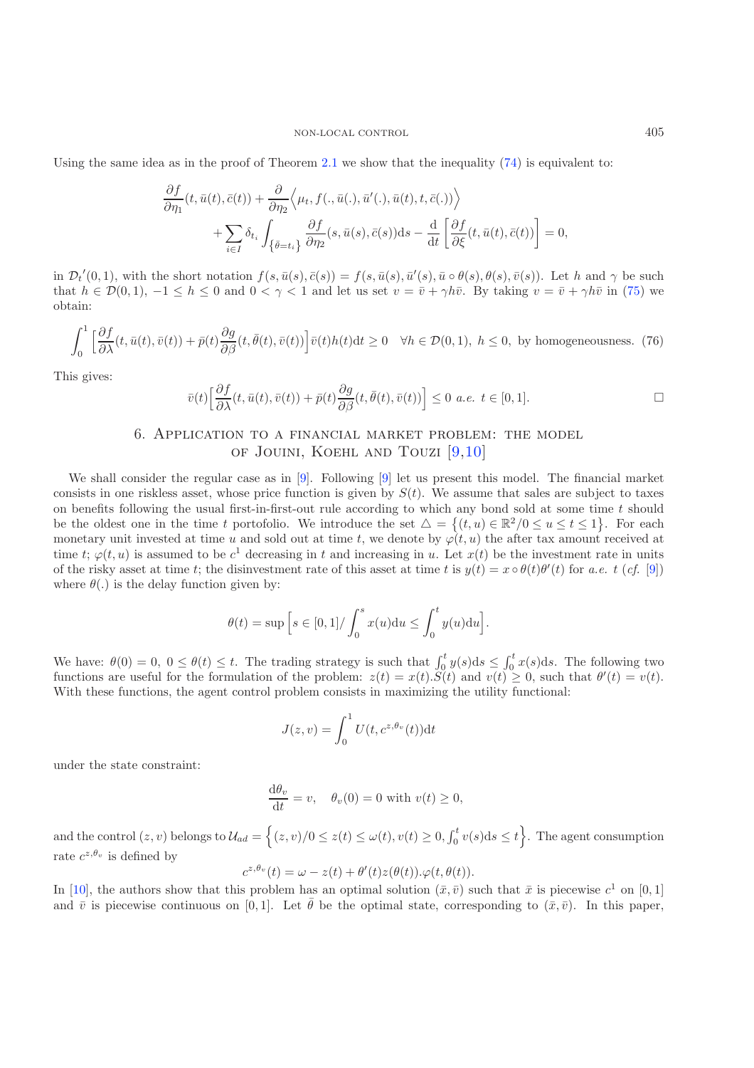Using the same idea as in the proof of Theorem 2.1 we show that the inequality (74) is equivalent to:

$$\frac{\partial f}{\partial \eta_1}(t, \bar{u}(t), \bar{c}(t)) + \frac{\partial}{\partial \eta_2}\Big\langle \mu_t, f(., \bar{u}(.), \bar{u}'(.), \bar{u}(t), t, \bar{c}(.))\Big\rangle + \sum_{i \in I} \delta_{t_i} \int_{\{\bar{\theta}=t_i\}} \frac{\partial f}{\partial \eta_2}(s, \bar{u}(s), \bar{c}(s))\mathrm{d}s - \frac{\mathrm{d}}{\mathrm{d}t}\left[\frac{\partial f}{\partial \xi}(t, \bar{u}(t), \bar{c}(t))\right] = 0,$$

in $\mathcal{D}_t'(0,1)$, with the short notation $f(s, \bar{u}(s), \bar{c}(s)) = f(s, \bar{u}(s), \bar{u}'(s), \bar{u} \circ \theta(s), \theta(s), \bar{v}(s))$. Let $h$ and $\gamma$ be such that $h \in \mathcal{D}(0,1)$, $-1 \leq h \leq 0$ and $0 < \gamma < 1$ and let us set $v = \bar{v} + \gamma h \bar{v}$. By taking $v = \bar{v} + \gamma h \bar{v}$ in (75) we obtain:

$$\int_0^1 \Big[\frac{\partial f}{\partial \lambda}(t, \bar{u}(t), \bar{v}(t)) + \bar{p}(t)\frac{\partial g}{\partial \beta}(t, \bar{\theta}(t), \bar{v}(t))\Big]\bar{v}(t)h(t)\mathrm{d}t \geq 0 \quad \forall h \in \mathcal{D}(0,1),\ h \leq 0, \text{ by homogeneousness.} \quad (76)$$

This gives:

$$\bar{v}(t)\Big[\frac{\partial f}{\partial \lambda}(t, \bar{u}(t), \bar{v}(t)) + \bar{p}(t)\frac{\partial g}{\partial \beta}(t, \bar{\theta}(t), \bar{v}(t))\Big] \leq 0 \ \textit{a.e.}\ t \in [0,1]. \qquad \square$$

## 6. Application to a financial market problem: the model of Jouini, Koehl and Touzi [9,10]

We shall consider the regular case as in [9]. Following [9] let us present this model. The financial market consists in one riskless asset, whose price function is given by $S(t)$. We assume that sales are subject to taxes on benefits following the usual first-in-first-out rule according to which any bond sold at some time $t$ should be the oldest one in the time $t$ portofolio. We introduce the set $\triangle = \big\{(t,u) \in \mathbb{R}^2 / 0 \leq u \leq t \leq 1\big\}$. For each monetary unit invested at time $u$ and sold out at time $t$, we denote by $\varphi(t,u)$ the after tax amount received at time $t$; $\varphi(t,u)$ is assumed to be $c^1$ decreasing in $t$ and increasing in $u$. Let $x(t)$ be the investment rate in units of the risky asset at time $t$; the disinvestment rate of this asset at time $t$ is $y(t) = x \circ \theta(t)\theta'(t)$ for *a.e.* $t$ (*cf.* [9]) where $\theta(.)$ is the delay function given by:

$$\theta(t) = \sup\Big[s \in [0,1] / \int_0^s x(u)\mathrm{d}u \leq \int_0^t y(u)\mathrm{d}u\Big].$$

We have: $\theta(0) = 0$, $0 \leq \theta(t) \leq t$. The trading strategy is such that $\int_0^t y(s)\mathrm{d}s \leq \int_0^t x(s)\mathrm{d}s$. The following two functions are useful for the formulation of the problem: $z(t) = x(t).S(t)$ and $v(t) \geq 0$, such that $\theta'(t) = v(t)$. With these functions, the agent control problem consists in maximizing the utility functional:

$$J(z,v) = \int_0^1 U(t, c^{z,\theta_v}(t))\mathrm{d}t$$

under the state constraint:

$$\frac{\mathrm{d}\theta_v}{\mathrm{d}t} = v, \quad \theta_v(0) = 0 \text{ with } v(t) \geq 0,$$

and the control $(z,v)$ belongs to $\mathcal{U}_{ad} = \Big\{(z,v)/ 0 \leq z(t) \leq \omega(t), v(t) \geq 0, \int_0^t v(s)\mathrm{d}s \leq t\Big\}$. The agent consumption rate $c^{z,\theta_v}$ is defined by

$$c^{z,\theta_v}(t) = \omega - z(t) + \theta'(t)z(\theta(t)).\varphi(t, \theta(t)).$$

In [10], the authors show that this problem has an optimal solution $(\bar{x}, \bar{v})$ such that $\bar{x}$ is piecewise $c^1$ on $[0,1]$ and $\bar{v}$ is piecewise continuous on $[0,1]$. Let $\bar{\theta}$ be the optimal state, corresponding to $(\bar{x}, \bar{v})$. In this paper,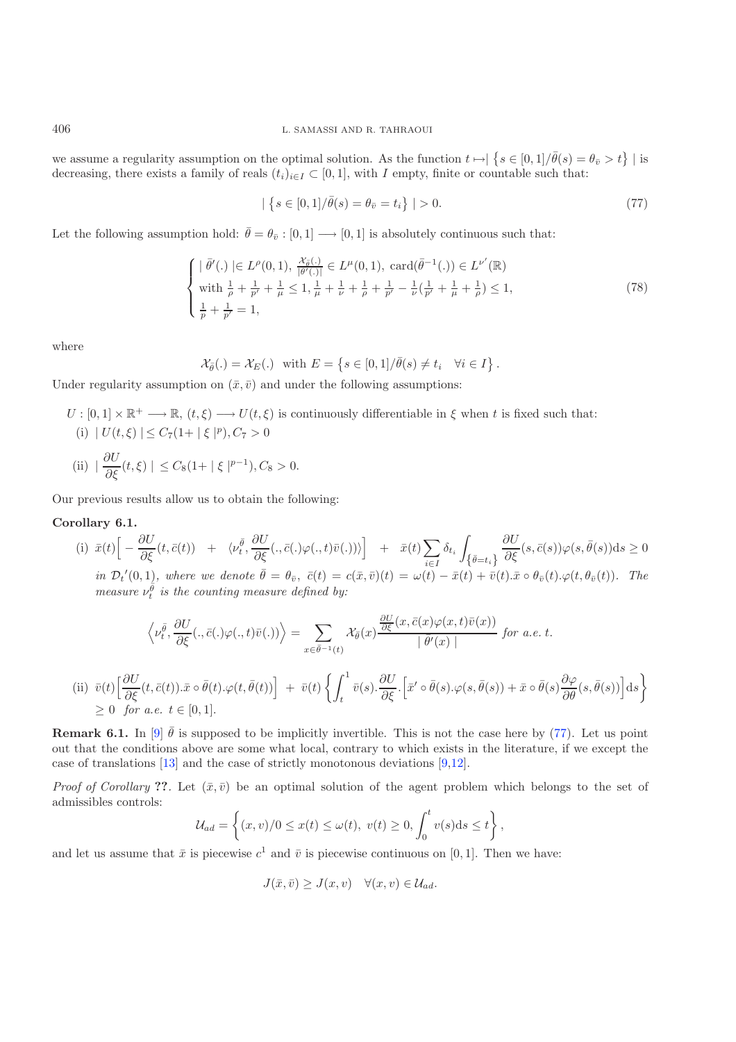we assume a regularity assumption on the optimal solution. As the function $t \mapsto \mid \{s \in [0,1]/\bar{\theta}(s) = \theta_{\bar{v}} > t\} \mid$ is decreasing, there exists a family of reals $(t_i)_{i\in I} \subset [0,1]$, with $I$ empty, finite or countable such that:

$$
\mid \{s \in [0,1]/\bar{\theta}(s) = \theta_{\bar{v}} = t_i\} \mid > 0. \tag{77}
$$

Let the following assumption hold: $\bar{\theta} = \theta_{\bar{v}} : [0,1] \longrightarrow [0,1]$ is absolutely continuous such that:

$$
\begin{cases}
\mid \bar{\theta}'(.) \mid \in L^{\rho}(0,1),\ \frac{\mathcal{X}_{\bar{\theta}}(.)}{|\bar{\theta}'(.)|} \in L^{\mu}(0,1),\ \mathrm{card}(\bar{\theta}^{-1}(.)) \in L^{\nu'}(\mathbb{R}) \\
\text{with } \frac{1}{\rho} + \frac{1}{p'} + \frac{1}{\mu} \le 1, \frac{1}{\mu} + \frac{1}{\nu} + \frac{1}{\rho} + \frac{1}{p'} - \frac{1}{\nu}(\frac{1}{p'} + \frac{1}{\mu} + \frac{1}{\rho}) \le 1, \\
\frac{1}{p} + \frac{1}{p'} = 1,
\end{cases} \tag{78}
$$

where

$$
\mathcal{X}_{\bar{\theta}}(.) = \mathcal{X}_E(.) \quad \text{with } E = \{s \in [0,1]/\bar{\theta}(s) \ne t_i \quad \forall i \in I\}.
$$

Under regularity assumption on $(\bar{x}, \bar{v})$ and under the following assumptions:

$U : [0,1] \times \mathbb{R}^+ \longrightarrow \mathbb{R}$, $(t, \xi) \longrightarrow U(t,\xi)$ is continuously differentiable in $\xi$ when $t$ is fixed such that:

(i) $\mid U(t,\xi) \mid \le C_7(1 + \mid \xi \mid^p), C_7 > 0$

(ii) $\mid \dfrac{\partial U}{\partial \xi}(t,\xi) \mid \le C_8(1 + \mid \xi \mid^{p-1}), C_8 > 0.$

Our previous results allow us to obtain the following:

**Corollary 6.1.**

(i) $\bar{x}(t)\Big[ -\dfrac{\partial U}{\partial \xi}(t, \bar{c}(t)) \;+\; \langle \nu_t^{\bar{\theta}}, \dfrac{\partial U}{\partial \xi}(., \bar{c}(.)\varphi(.,t)\bar{v}(.))\rangle \Big] \;+\; \bar{x}(t) \sum_{i\in I} \delta_{t_i} \displaystyle\int_{\{\bar{\theta}=t_i\}} \dfrac{\partial U}{\partial \xi}(s, \bar{c}(s))\varphi(s, \bar{\theta}(s))\mathrm{d}s \ge 0$
*in* $\mathcal{D}_t{}'(0,1)$*, where we denote* $\bar{\theta} = \theta_{\bar{v}}$*,* $\bar{c}(t) = c(\bar{x}, \bar{v})(t) = \omega(t) - \bar{x}(t) + \bar{v}(t).\bar{x} \circ \theta_{\bar{v}}(t).\varphi(t, \theta_{\bar{v}}(t))$*. The measure* $\nu_t^{\bar{\theta}}$ *is the counting measure defined by:*

$$
\Big\langle \nu_t^{\bar{\theta}}, \frac{\partial U}{\partial \xi}(., \bar{c}(.)\varphi(.,t)\bar{v}(.)) \Big\rangle = \sum_{x \in \bar{\theta}^{-1}(t)} \mathcal{X}_{\bar{\theta}}(x) \frac{\frac{\partial U}{\partial \xi}(x, \bar{c}(x)\varphi(x,t)\bar{v}(x))}{\mid \bar{\theta}'(x) \mid} \text{ for a.e. } t.
$$

(ii) $\bar{v}(t)\Big[\dfrac{\partial U}{\partial \xi}(t, \bar{c}(t)).\bar{x} \circ \bar{\theta}(t).\varphi(t, \bar{\theta}(t))\Big] \;+\; \bar{v}(t) \left\{ \displaystyle\int_t^1 \bar{v}(s).\dfrac{\partial U}{\partial \xi}.\Big[\bar{x}' \circ \bar{\theta}(s).\varphi(s, \bar{\theta}(s)) + \bar{x} \circ \bar{\theta}(s)\dfrac{\partial \varphi}{\partial \theta}(s, \bar{\theta}(s))\Big]\mathrm{d}s \right\}$
$\ge 0$ *for a.e.* $t \in [0,1]$.

**Remark 6.1.** In [9] $\bar{\theta}$ is supposed to be implicitly invertible. This is not the case here by (77). Let us point out that the conditions above are some what local, contrary to which exists in the literature, if we except the case of translations [13] and the case of strictly monotonous deviations [9,12].

*Proof of Corollary* **??**. Let $(\bar{x}, \bar{v})$ be an optimal solution of the agent problem which belongs to the set of admissibles controls:

$$
\mathcal{U}_{ad} = \left\{ (x,v)/0 \le x(t) \le \omega(t),\ v(t) \ge 0,\ \int_0^t v(s)\mathrm{d}s \le t \right\},
$$

and let us assume that $\bar{x}$ is piecewise $c^1$ and $\bar{v}$ is piecewise continuous on $[0,1]$. Then we have:

$$
J(\bar{x}, \bar{v}) \ge J(x,v) \quad \forall (x,v) \in \mathcal{U}_{ad}.
$$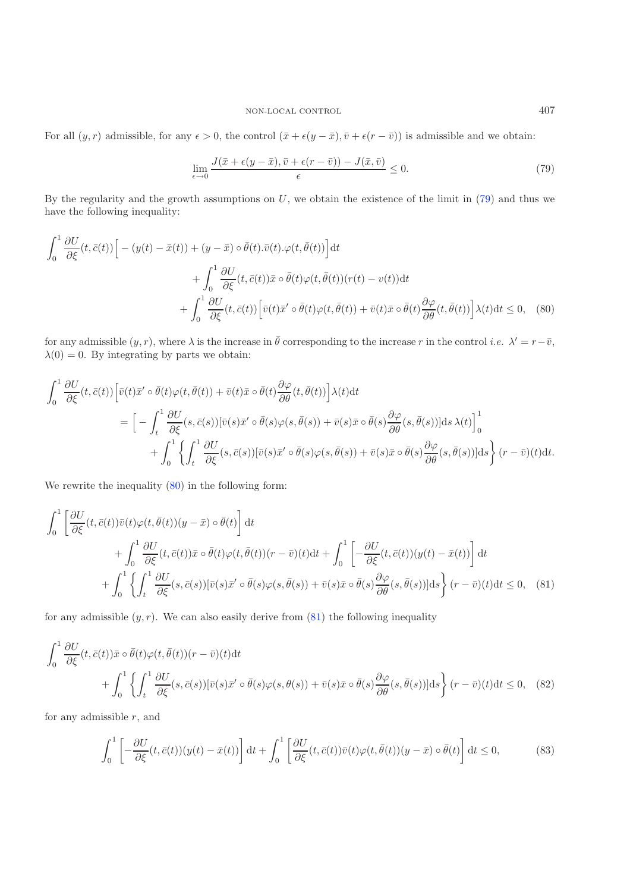For all $(y, r)$ admissible, for any $\epsilon > 0$, the control $(\bar{x} + \epsilon(y - \bar{x}), \bar{v} + \epsilon(r - \bar{v}))$ is admissible and we obtain:

$$\lim_{\epsilon \to 0} \frac{J(\bar{x} + \epsilon(y - \bar{x}), \bar{v} + \epsilon(r - \bar{v})) - J(\bar{x}, \bar{v})}{\epsilon} \leq 0. \tag{79}$$

By the regularity and the growth assumptions on $U$, we obtain the existence of the limit in (79) and thus we have the following inequality:

$$\begin{aligned}
\int_0^1 \frac{\partial U}{\partial \xi}(t, \bar{c}(t)) \Big[ -(y(t) - \bar{x}(t)) + (y - \bar{x}) \circ \bar{\theta}(t).\bar{v}(t).\varphi(t, \bar{\theta}(t)) \Big] \mathrm{d}t \\
+ \int_0^1 \frac{\partial U}{\partial \xi}(t, \bar{c}(t)) \bar{x} \circ \bar{\theta}(t) \varphi(t, \bar{\theta}(t))(r(t) - v(t)) \mathrm{d}t \\
+ \int_0^1 \frac{\partial U}{\partial \xi}(t, \bar{c}(t)) \Big[ \bar{v}(t) \bar{x}' \circ \bar{\theta}(t) \varphi(t, \bar{\theta}(t)) + \bar{v}(t) \bar{x} \circ \bar{\theta}(t) \frac{\partial \varphi}{\partial \theta}(t, \bar{\theta}(t)) \Big] \lambda(t) \mathrm{d}t \leq 0,
\end{aligned} \tag{80}$$

for any admissible $(y, r)$, where $\lambda$ is the increase in $\bar{\theta}$ corresponding to the increase $r$ in the control *i.e.* $\lambda' = r - \bar{v}$, $\lambda(0) = 0$. By integrating by parts we obtain:

$$\begin{aligned}
\int_0^1 \frac{\partial U}{\partial \xi}(t, \bar{c}(t)) \Big[ \bar{v}(t) \bar{x}' \circ \bar{\theta}(t) \varphi(t, \bar{\theta}(t)) + \bar{v}(t) \bar{x} \circ \bar{\theta}(t) \frac{\partial \varphi}{\partial \theta}(t, \bar{\theta}(t)) \Big] \lambda(t) \mathrm{d}t \\
= \Big[ -\int_t^1 \frac{\partial U}{\partial \xi}(s, \bar{c}(s)) [\bar{v}(s) \bar{x}' \circ \bar{\theta}(s) \varphi(s, \bar{\theta}(s)) + \bar{v}(s) \bar{x} \circ \bar{\theta}(s) \frac{\partial \varphi}{\partial \theta}(s, \bar{\theta}(s))] \mathrm{d}s \, \lambda(t) \Big]_0^1 \\
+ \int_0^1 \left\{ \int_t^1 \frac{\partial U}{\partial \xi}(s, \bar{c}(s)) [\bar{v}(s) \bar{x}' \circ \bar{\theta}(s) \varphi(s, \bar{\theta}(s)) + \bar{v}(s) \bar{x} \circ \bar{\theta}(s) \frac{\partial \varphi}{\partial \theta}(s, \bar{\theta}(s))] \mathrm{d}s \right\} (r - \bar{v})(t) \mathrm{d}t.
\end{aligned}$$

We rewrite the inequality (80) in the following form:

$$\begin{aligned}
\int_0^1 \left[ \frac{\partial U}{\partial \xi}(t, \bar{c}(t)) \bar{v}(t) \varphi(t, \bar{\theta}(t))(y - \bar{x}) \circ \bar{\theta}(t) \right] \mathrm{d}t \\
+ \int_0^1 \frac{\partial U}{\partial \xi}(t, \bar{c}(t)) \bar{x} \circ \bar{\theta}(t) \varphi(t, \bar{\theta}(t))(r - \bar{v})(t) \mathrm{d}t + \int_0^1 \left[ -\frac{\partial U}{\partial \xi}(t, \bar{c}(t))(y(t) - \bar{x}(t)) \right] \mathrm{d}t \\
+ \int_0^1 \left\{ \int_t^1 \frac{\partial U}{\partial \xi}(s, \bar{c}(s)) [\bar{v}(s) \bar{x}' \circ \bar{\theta}(s) \varphi(s, \bar{\theta}(s)) + \bar{v}(s) \bar{x} \circ \bar{\theta}(s) \frac{\partial \varphi}{\partial \theta}(s, \bar{\theta}(s))] \mathrm{d}s \right\} (r - \bar{v})(t) \mathrm{d}t \leq 0,
\end{aligned} \tag{81}$$

for any admissible $(y, r)$. We can also easily derive from (81) the following inequality

$$\begin{aligned}
\int_0^1 \frac{\partial U}{\partial \xi}(t, \bar{c}(t)) \bar{x} \circ \bar{\theta}(t) \varphi(t, \bar{\theta}(t))(r - \bar{v})(t) \mathrm{d}t \\
+ \int_0^1 \left\{ \int_t^1 \frac{\partial U}{\partial \xi}(s, \bar{c}(s)) [\bar{v}(s) \bar{x}' \circ \bar{\theta}(s) \varphi(s, \theta(s)) + \bar{v}(s) \bar{x} \circ \bar{\theta}(s) \frac{\partial \varphi}{\partial \theta}(s, \bar{\theta}(s))] \mathrm{d}s \right\} (r - \bar{v})(t) \mathrm{d}t \leq 0,
\end{aligned} \tag{82}$$

for any admissible $r$, and

$$\int_0^1 \left[ -\frac{\partial U}{\partial \xi}(t, \bar{c}(t))(y(t) - \bar{x}(t)) \right] \mathrm{d}t + \int_0^1 \left[ \frac{\partial U}{\partial \xi}(t, \bar{c}(t)) \bar{v}(t) \varphi(t, \bar{\theta}(t))(y - \bar{x}) \circ \bar{\theta}(t) \right] \mathrm{d}t \leq 0, \tag{83}$$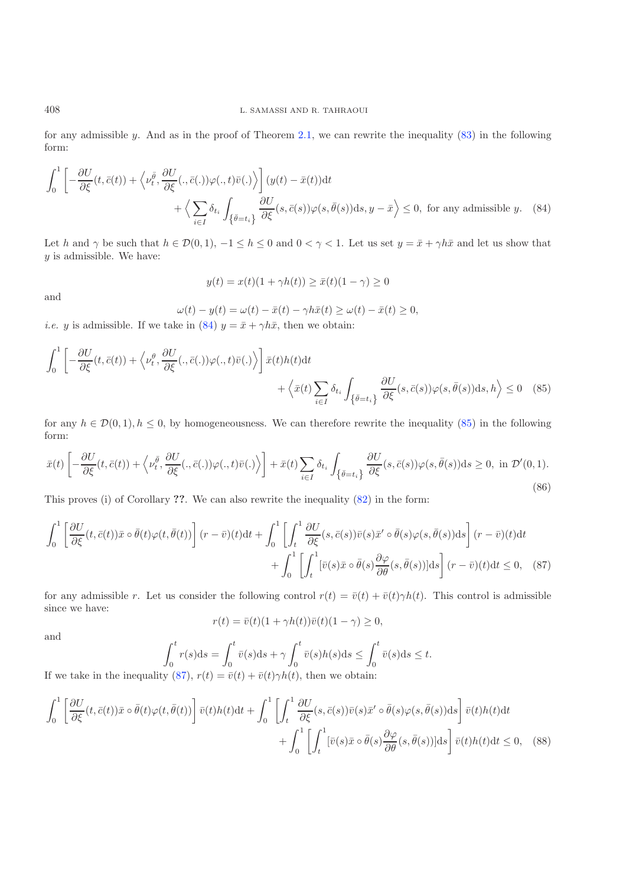for any admissible $y$. And as in the proof of Theorem 2.1, we can rewrite the inequality (83) in the following form:

$$\int_0^1 \left[ -\frac{\partial U}{\partial \xi}(t, \bar{c}(t)) + \left\langle \nu_t^{\bar{\theta}}, \frac{\partial U}{\partial \xi}(., \bar{c}(.))\varphi(., t)\bar{v}(.) \right\rangle \right] (y(t) - \bar{x}(t))\mathrm{d}t + \left\langle \sum_{i \in I} \delta_{t_i} \int_{\{\bar{\theta}=t_i\}} \frac{\partial U}{\partial \xi}(s, \bar{c}(s))\varphi(s, \bar{\theta}(s))\mathrm{d}s, y - \bar{x} \right\rangle \leq 0, \text{ for any admissible } y. \quad (84)$$

Let $h$ and $\gamma$ be such that $h \in \mathcal{D}(0,1)$, $-1 \leq h \leq 0$ and $0 < \gamma < 1$. Let us set $y = \bar{x} + \gamma h \bar{x}$ and let us show that $y$ is admissible. We have:

$$y(t) = x(t)(1 + \gamma h(t)) \geq \bar{x}(t)(1 - \gamma) \geq 0$$

and

$$\omega(t) - y(t) = \omega(t) - \bar{x}(t) - \gamma h \bar{x}(t) \geq \omega(t) - \bar{x}(t) \geq 0,$$

*i.e.* $y$ is admissible. If we take in (84) $y = \bar{x} + \gamma h \bar{x}$, then we obtain:

$$\int_0^1 \left[ -\frac{\partial U}{\partial \xi}(t, \bar{c}(t)) + \left\langle \nu_t^{\theta}, \frac{\partial U}{\partial \xi}(., \bar{c}(.))\varphi(., t)\bar{v}(.) \right\rangle \right] \bar{x}(t)h(t)\mathrm{d}t + \left\langle \bar{x}(t) \sum_{i \in I} \delta_{t_i} \int_{\{\bar{\theta}=t_i\}} \frac{\partial U}{\partial \xi}(s, \bar{c}(s))\varphi(s, \bar{\theta}(s))\mathrm{d}s, h \right\rangle \leq 0 \quad (85)$$

for any $h \in \mathcal{D}(0,1), h \leq 0$, by homogeneousness. We can therefore rewrite the inequality (85) in the following form:

$$\bar{x}(t) \left[ -\frac{\partial U}{\partial \xi}(t, \bar{c}(t)) + \left\langle \nu_t^{\bar{\theta}}, \frac{\partial U}{\partial \xi}(., \bar{c}(.))\varphi(., t)\bar{v}(.) \right\rangle \right] + \bar{x}(t) \sum_{i \in I} \delta_{t_i} \int_{\{\bar{\theta}=t_i\}} \frac{\partial U}{\partial \xi}(s, \bar{c}(s))\varphi(s, \bar{\theta}(s))\mathrm{d}s \geq 0, \text{ in } \mathcal{D}'(0,1). \quad (86)$$

This proves (i) of Corollary **??**. We can also rewrite the inequality (82) in the form:

$$\int_0^1 \left[ \frac{\partial U}{\partial \xi}(t, \bar{c}(t))\bar{x} \circ \bar{\theta}(t)\varphi(t, \bar{\theta}(t)) \right] (r - \bar{v})(t)\mathrm{d}t + \int_0^1 \left[ \int_t^1 \frac{\partial U}{\partial \xi}(s, \bar{c}(s))\bar{v}(s)\bar{x}' \circ \bar{\theta}(s)\varphi(s, \bar{\theta}(s))\mathrm{d}s \right] (r - \bar{v})(t)\mathrm{d}t + \int_0^1 \left[ \int_t^1 [\bar{v}(s)\bar{x} \circ \bar{\theta}(s)\frac{\partial \varphi}{\partial \theta}(s, \bar{\theta}(s))]\mathrm{d}s \right] (r - \bar{v})(t)\mathrm{d}t \leq 0, \quad (87)$$

for any admissible $r$. Let us consider the following control $r(t) = \bar{v}(t) + \bar{v}(t)\gamma h(t)$. This control is admissible since we have:

$$r(t) = \bar{v}(t)(1 + \gamma h(t))\bar{v}(t)(1 - \gamma) \geq 0,$$

and

$$\int_0^t r(s)\mathrm{d}s = \int_0^t \bar{v}(s)\mathrm{d}s + \gamma \int_0^t \bar{v}(s)h(s)\mathrm{d}s \leq \int_0^t \bar{v}(s)\mathrm{d}s \leq t.$$

If we take in the inequality (87), $r(t) = \bar{v}(t) + \bar{v}(t)\gamma h(t)$, then we obtain:

$$\int_0^1 \left[ \frac{\partial U}{\partial \xi}(t, \bar{c}(t))\bar{x} \circ \bar{\theta}(t)\varphi(t, \bar{\theta}(t)) \right] \bar{v}(t)h(t)\mathrm{d}t + \int_0^1 \left[ \int_t^1 \frac{\partial U}{\partial \xi}(s, \bar{c}(s))\bar{v}(s)\bar{x}' \circ \bar{\theta}(s)\varphi(s, \bar{\theta}(s))\mathrm{d}s \right] \bar{v}(t)h(t)\mathrm{d}t + \int_0^1 \left[ \int_t^1 [\bar{v}(s)\bar{x} \circ \bar{\theta}(s)\frac{\partial \varphi}{\partial \theta}(s, \bar{\theta}(s))]\mathrm{d}s \right] \bar{v}(t)h(t)\mathrm{d}t \leq 0, \quad (88)$$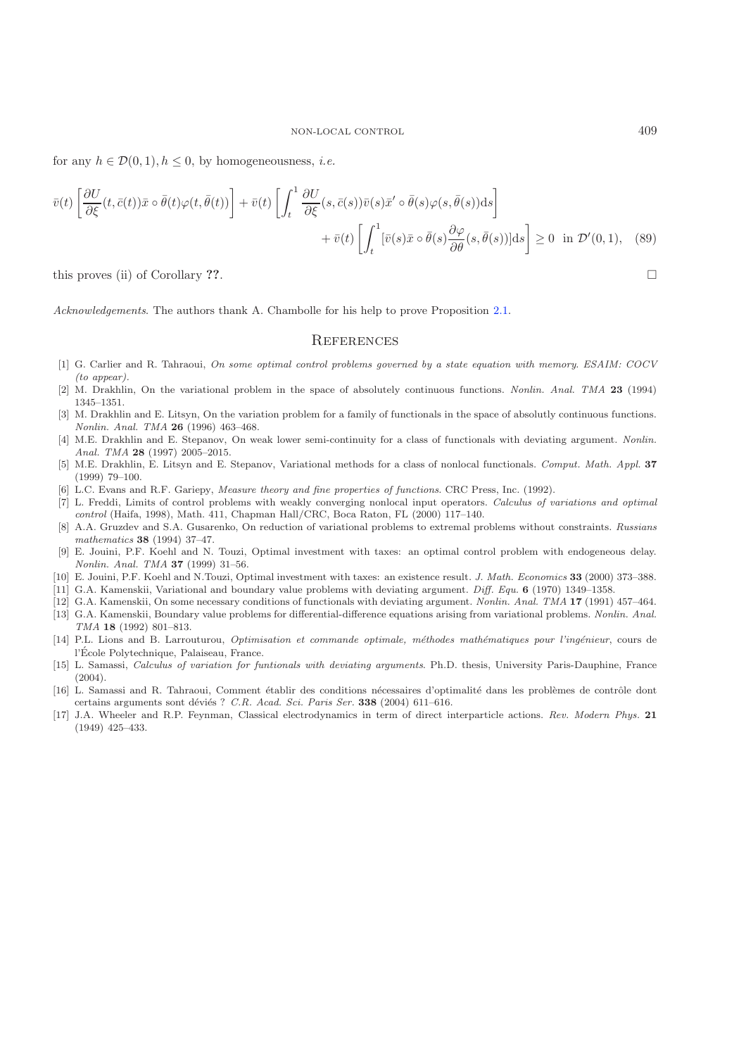for any $h \in \mathcal{D}(0,1), h \leq 0$, by homogeneousness, *i.e.*

$$\bar{v}(t)\left[\frac{\partial U}{\partial \xi}(t,\bar{c}(t))\bar{x}\circ\bar{\theta}(t)\varphi(t,\bar{\theta}(t))\right]+\bar{v}(t)\left[\int_t^1 \frac{\partial U}{\partial \xi}(s,\bar{c}(s))\bar{v}(s)\bar{x}'\circ\bar{\theta}(s)\varphi(s,\bar{\theta}(s))\mathrm{d}s\right]$$
$$+\bar{v}(t)\left[\int_t^1[\bar{v}(s)\bar{x}\circ\bar{\theta}(s)\frac{\partial\varphi}{\partial\theta}(s,\bar{\theta}(s))]\mathrm{d}s\right]\geq 0 \ \text{ in } \mathcal{D}'(0,1), \quad (89)$$

this proves (ii) of Corollary **??**. □

*Acknowledgements*. The authors thank A. Chambolle for his help to prove Proposition 2.1.

## References

[1] G. Carlier and R. Tahraoui, *On some optimal control problems governed by a state equation with memory. ESAIM: COCV (to appear)*.

[2] M. Drakhlin, On the variational problem in the space of absolutely continuous functions. *Nonlin. Anal. TMA* **23** (1994) 1345–1351.

[3] M. Drakhlin and E. Litsyn, On the variation problem for a family of functionals in the space of absolutly continuous functions. *Nonlin. Anal. TMA* **26** (1996) 463–468.

[4] M.E. Drakhlin and E. Stepanov, On weak lower semi-continuity for a class of functionals with deviating argument. *Nonlin. Anal. TMA* **28** (1997) 2005–2015.

[5] M.E. Drakhlin, E. Litsyn and E. Stepanov, Variational methods for a class of nonlocal functionals. *Comput. Math. Appl.* **37** (1999) 79–100.

[6] L.C. Evans and R.F. Gariepy, *Measure theory and fine properties of functions*. CRC Press, Inc. (1992).

[7] L. Freddi, Limits of control problems with weakly converging nonlocal input operators. *Calculus of variations and optimal control* (Haifa, 1998), Math. 411, Chapman Hall/CRC, Boca Raton, FL (2000) 117–140.

[8] A.A. Gruzdev and S.A. Gusarenko, On reduction of variational problems to extremal problems without constraints. *Russians mathematics* **38** (1994) 37–47.

[9] E. Jouini, P.F. Koehl and N. Touzi, Optimal investment with taxes: an optimal control problem with endogeneous delay. *Nonlin. Anal. TMA* **37** (1999) 31–56.

[10] E. Jouini, P.F. Koehl and N.Touzi, Optimal investment with taxes: an existence result. *J. Math. Economics* **33** (2000) 373–388.

[11] G.A. Kamenskii, Variational and boundary value problems with deviating argument. *Diff. Equ.* **6** (1970) 1349–1358.

[12] G.A. Kamenskii, On some necessary conditions of functionals with deviating argument. *Nonlin. Anal. TMA* **17** (1991) 457–464.

[13] G.A. Kamenskii, Boundary value problems for differential-difference equations arising from variational problems. *Nonlin. Anal. TMA* **18** (1992) 801–813.

[14] P.L. Lions and B. Larrouturou, *Optimisation et commande optimale, méthodes mathématiques pour l'ingénieur*, cours de l'École Polytechnique, Palaiseau, France.

[15] L. Samassi, *Calculus of variation for funtionals with deviating arguments*. Ph.D. thesis, University Paris-Dauphine, France (2004).

[16] L. Samassi and R. Tahraoui, Comment établir des conditions nécessaires d'optimalité dans les problèmes de contrôle dont certains arguments sont déviés ? *C.R. Acad. Sci. Paris Ser.* **338** (2004) 611–616.

[17] J.A. Wheeler and R.P. Feynman, Classical electrodynamics in term of direct interparticle actions. *Rev. Modern Phys.* **21** (1949) 425–433.